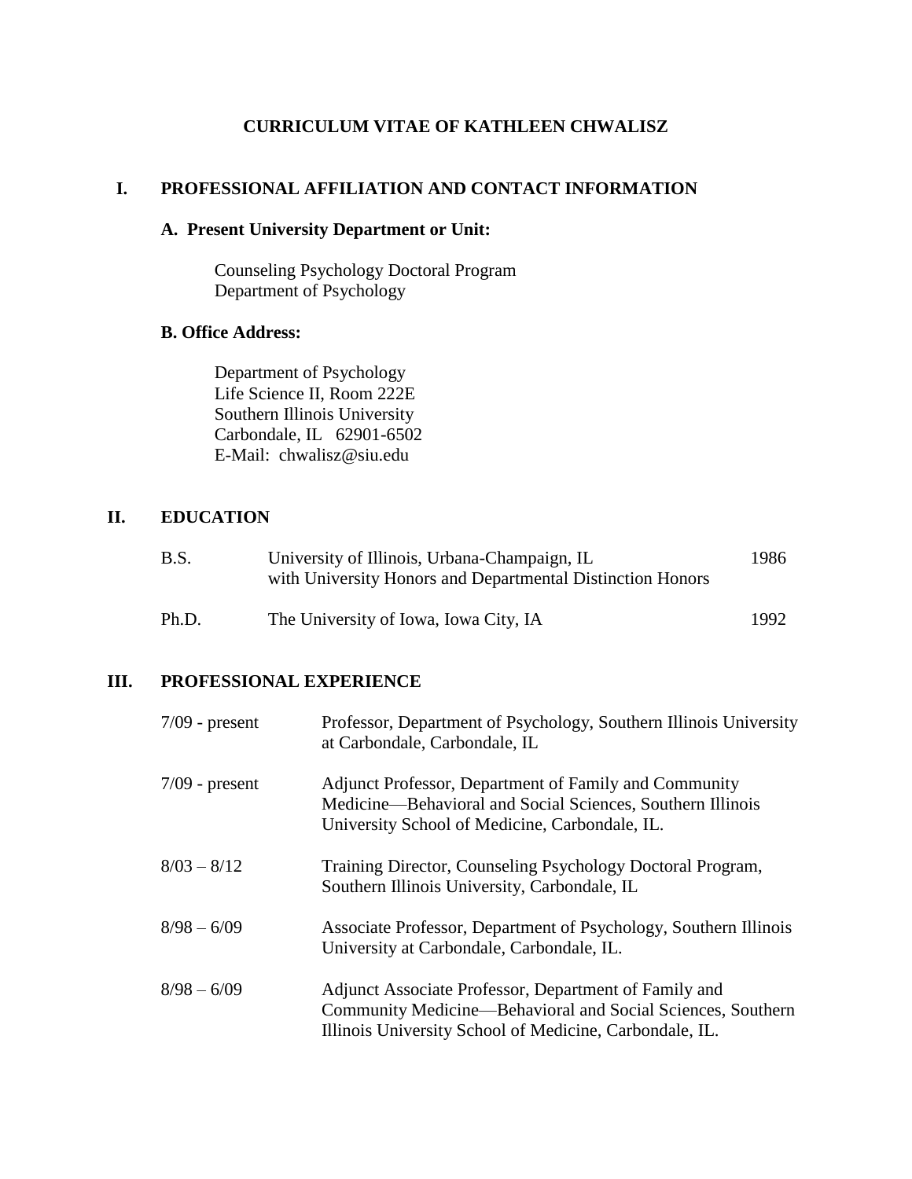# CURRICULUM VITAE OF KATHLEEN CHWALISZ

## I. PROFESSIONAL AFFILIATION AND CONTACT INFORMATION

### A. Present University Department or Unit:

Counseling Psychology Doctoral Program
Department of Psychology

### B. Office Address:

Department of Psychology
Life Science II, Room 222E
Southern Illinois University
Carbondale, IL 62901-6502
E-Mail: chwalisz@siu.edu

## II. EDUCATION

| | | |
|---|---|---|
| B.S. | University of Illinois, Urbana-Champaign, IL<br>with University Honors and Departmental Distinction Honors | 1986 |
| Ph.D. | The University of Iowa, Iowa City, IA | 1992 |

## III. PROFESSIONAL EXPERIENCE

| | |
|---|---|
| 7/09 - present | Professor, Department of Psychology, Southern Illinois University at Carbondale, Carbondale, IL |
| 7/09 - present | Adjunct Professor, Department of Family and Community Medicine—Behavioral and Social Sciences, Southern Illinois University School of Medicine, Carbondale, IL. |
| 8/03 – 8/12 | Training Director, Counseling Psychology Doctoral Program, Southern Illinois University, Carbondale, IL |
| 8/98 – 6/09 | Associate Professor, Department of Psychology, Southern Illinois University at Carbondale, Carbondale, IL. |
| 8/98 – 6/09 | Adjunct Associate Professor, Department of Family and Community Medicine—Behavioral and Social Sciences, Southern Illinois University School of Medicine, Carbondale, IL. |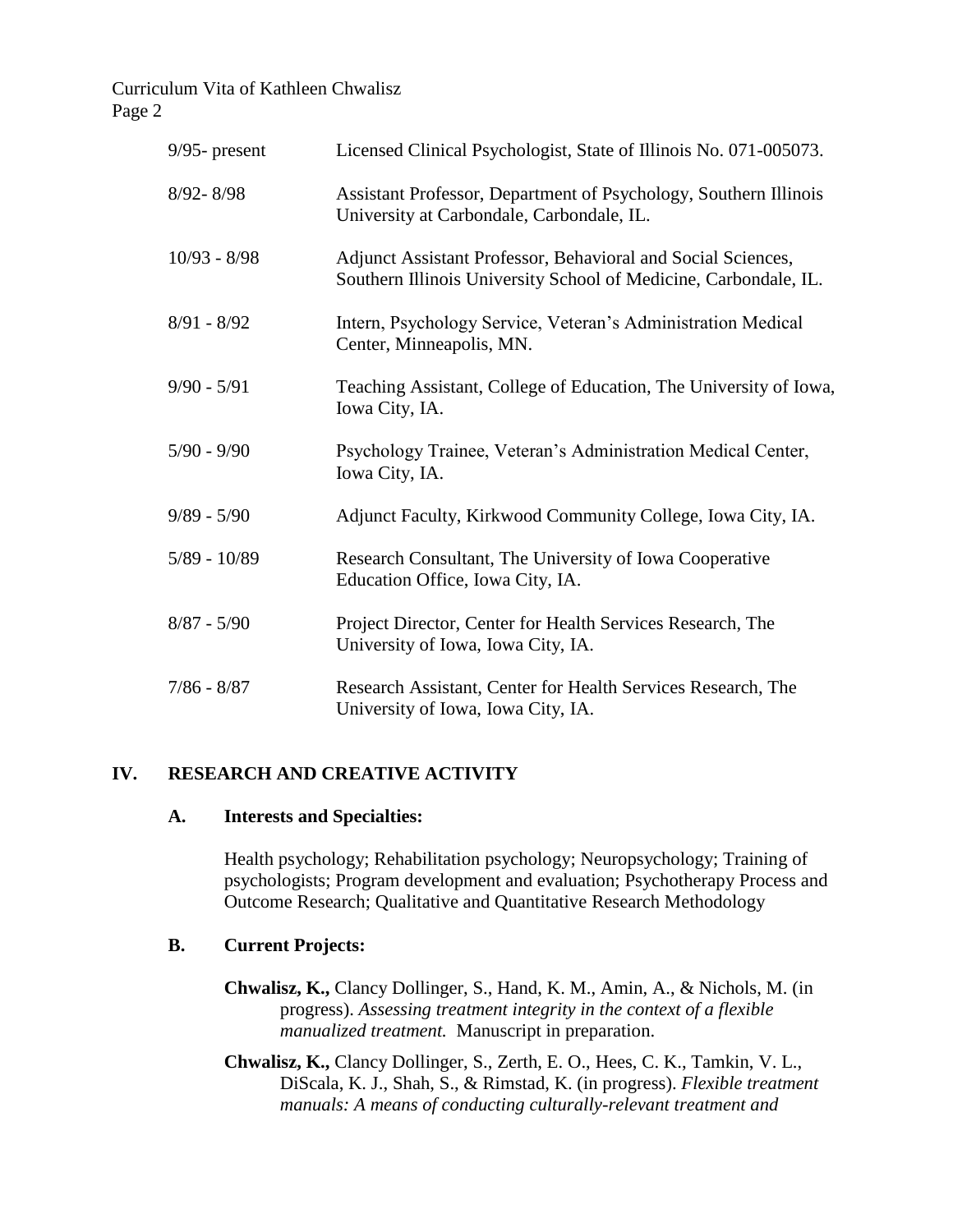| | |
|---|---|
| 9/95- present | Licensed Clinical Psychologist, State of Illinois No. 071-005073. |
| 8/92- 8/98 | Assistant Professor, Department of Psychology, Southern Illinois University at Carbondale, Carbondale, IL. |
| 10/93 - 8/98 | Adjunct Assistant Professor, Behavioral and Social Sciences, Southern Illinois University School of Medicine, Carbondale, IL. |
| 8/91 - 8/92 | Intern, Psychology Service, Veteran's Administration Medical Center, Minneapolis, MN. |
| 9/90 - 5/91 | Teaching Assistant, College of Education, The University of Iowa, Iowa City, IA. |
| 5/90 - 9/90 | Psychology Trainee, Veteran's Administration Medical Center, Iowa City, IA. |
| 9/89 - 5/90 | Adjunct Faculty, Kirkwood Community College, Iowa City, IA. |
| 5/89 - 10/89 | Research Consultant, The University of Iowa Cooperative Education Office, Iowa City, IA. |
| 8/87 - 5/90 | Project Director, Center for Health Services Research, The University of Iowa, Iowa City, IA. |
| 7/86 - 8/87 | Research Assistant, Center for Health Services Research, The University of Iowa, Iowa City, IA. |

## IV. RESEARCH AND CREATIVE ACTIVITY

### A. Interests and Specialties:

Health psychology; Rehabilitation psychology; Neuropsychology; Training of psychologists; Program development and evaluation; Psychotherapy Process and Outcome Research; Qualitative and Quantitative Research Methodology

### B. Current Projects:

**Chwalisz, K.,** Clancy Dollinger, S., Hand, K. M., Amin, A., & Nichols, M. (in progress). *Assessing treatment integrity in the context of a flexible manualized treatment.* Manuscript in preparation.

**Chwalisz, K.,** Clancy Dollinger, S., Zerth, E. O., Hees, C. K., Tamkin, V. L., DiScala, K. J., Shah, S., & Rimstad, K. (in progress). *Flexible treatment manuals: A means of conducting culturally-relevant treatment and*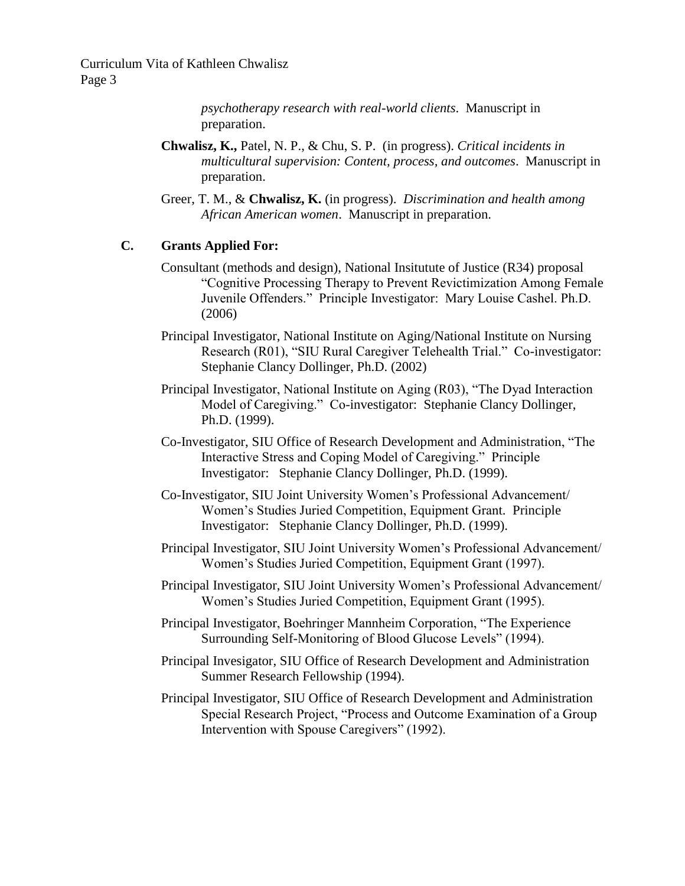*psychotherapy research with real-world clients*. Manuscript in preparation.

**Chwalisz, K.,** Patel, N. P., & Chu, S. P. (in progress). *Critical incidents in multicultural supervision: Content, process, and outcomes*. Manuscript in preparation.

Greer, T. M., & **Chwalisz, K.** (in progress). *Discrimination and health among African American women*. Manuscript in preparation.

### C. Grants Applied For:

Consultant (methods and design), National Insitutute of Justice (R34) proposal "Cognitive Processing Therapy to Prevent Revictimization Among Female Juvenile Offenders." Principle Investigator: Mary Louise Cashel. Ph.D. (2006)

Principal Investigator, National Institute on Aging/National Institute on Nursing Research (R01), "SIU Rural Caregiver Telehealth Trial." Co-investigator: Stephanie Clancy Dollinger, Ph.D. (2002)

Principal Investigator, National Institute on Aging (R03), "The Dyad Interaction Model of Caregiving." Co-investigator: Stephanie Clancy Dollinger, Ph.D. (1999).

Co-Investigator, SIU Office of Research Development and Administration, "The Interactive Stress and Coping Model of Caregiving." Principle Investigator: Stephanie Clancy Dollinger, Ph.D. (1999).

Co-Investigator, SIU Joint University Women's Professional Advancement/ Women's Studies Juried Competition, Equipment Grant. Principle Investigator: Stephanie Clancy Dollinger, Ph.D. (1999).

Principal Investigator, SIU Joint University Women's Professional Advancement/ Women's Studies Juried Competition, Equipment Grant (1997).

Principal Investigator, SIU Joint University Women's Professional Advancement/ Women's Studies Juried Competition, Equipment Grant (1995).

Principal Investigator, Boehringer Mannheim Corporation, "The Experience Surrounding Self-Monitoring of Blood Glucose Levels" (1994).

Principal Invesigator, SIU Office of Research Development and Administration Summer Research Fellowship (1994).

Principal Investigator, SIU Office of Research Development and Administration Special Research Project, "Process and Outcome Examination of a Group Intervention with Spouse Caregivers" (1992).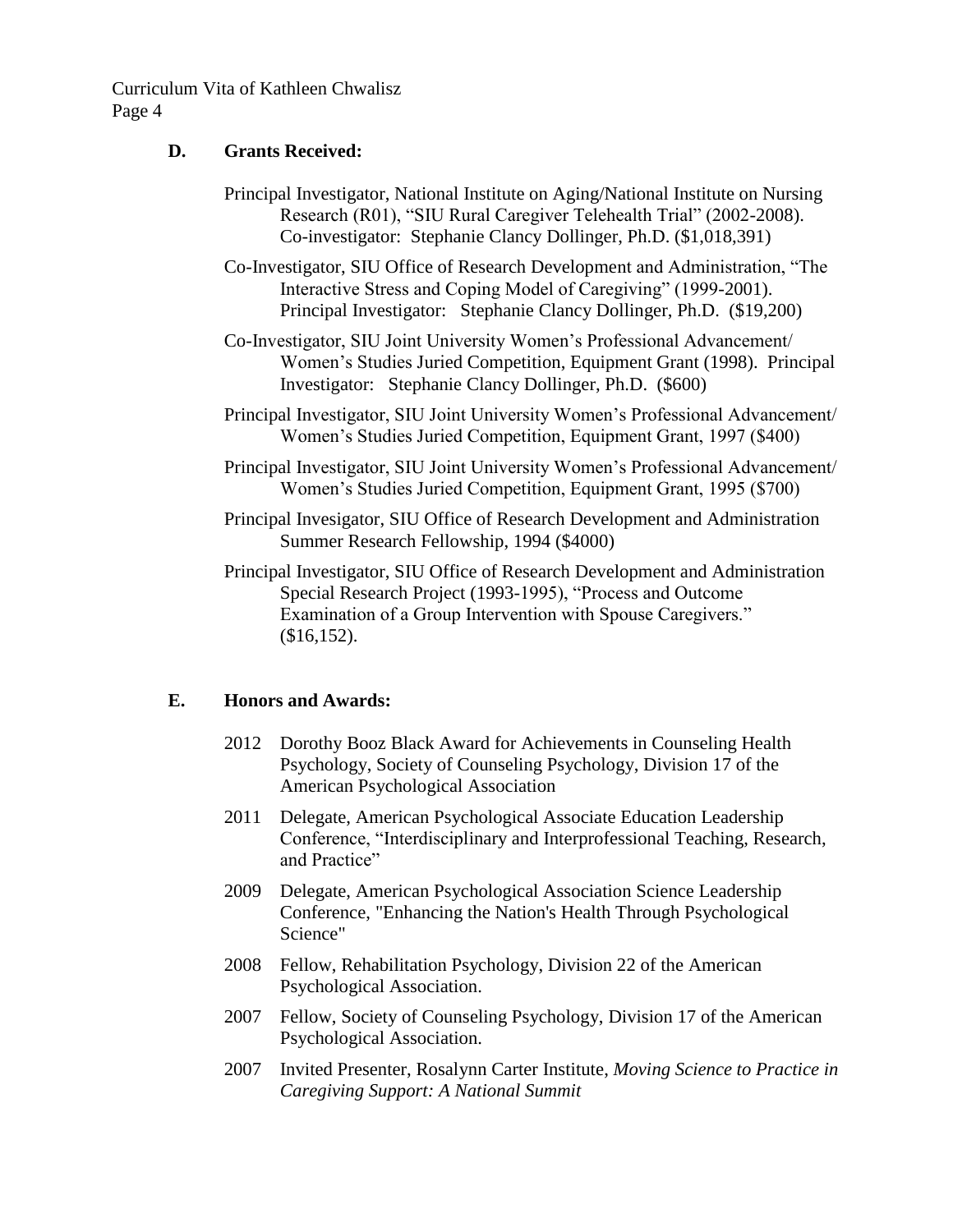### D. Grants Received:

Principal Investigator, National Institute on Aging/National Institute on Nursing Research (R01), "SIU Rural Caregiver Telehealth Trial" (2002-2008). Co-investigator: Stephanie Clancy Dollinger, Ph.D. ($1,018,391)

Co-Investigator, SIU Office of Research Development and Administration, "The Interactive Stress and Coping Model of Caregiving" (1999-2001). Principal Investigator: Stephanie Clancy Dollinger, Ph.D. ($19,200)

Co-Investigator, SIU Joint University Women's Professional Advancement/ Women's Studies Juried Competition, Equipment Grant (1998). Principal Investigator: Stephanie Clancy Dollinger, Ph.D. ($600)

Principal Investigator, SIU Joint University Women's Professional Advancement/ Women's Studies Juried Competition, Equipment Grant, 1997 ($400)

Principal Investigator, SIU Joint University Women's Professional Advancement/ Women's Studies Juried Competition, Equipment Grant, 1995 ($700)

Principal Invesigator, SIU Office of Research Development and Administration Summer Research Fellowship, 1994 ($4000)

Principal Investigator, SIU Office of Research Development and Administration Special Research Project (1993-1995), "Process and Outcome Examination of a Group Intervention with Spouse Caregivers." ($16,152).

### E. Honors and Awards:

2012 Dorothy Booz Black Award for Achievements in Counseling Health Psychology, Society of Counseling Psychology, Division 17 of the American Psychological Association

2011 Delegate, American Psychological Associate Education Leadership Conference, "Interdisciplinary and Interprofessional Teaching, Research, and Practice"

2009 Delegate, American Psychological Association Science Leadership Conference, "Enhancing the Nation's Health Through Psychological Science"

2008 Fellow, Rehabilitation Psychology, Division 22 of the American Psychological Association.

2007 Fellow, Society of Counseling Psychology, Division 17 of the American Psychological Association.

2007 Invited Presenter, Rosalynn Carter Institute, *Moving Science to Practice in Caregiving Support: A National Summit*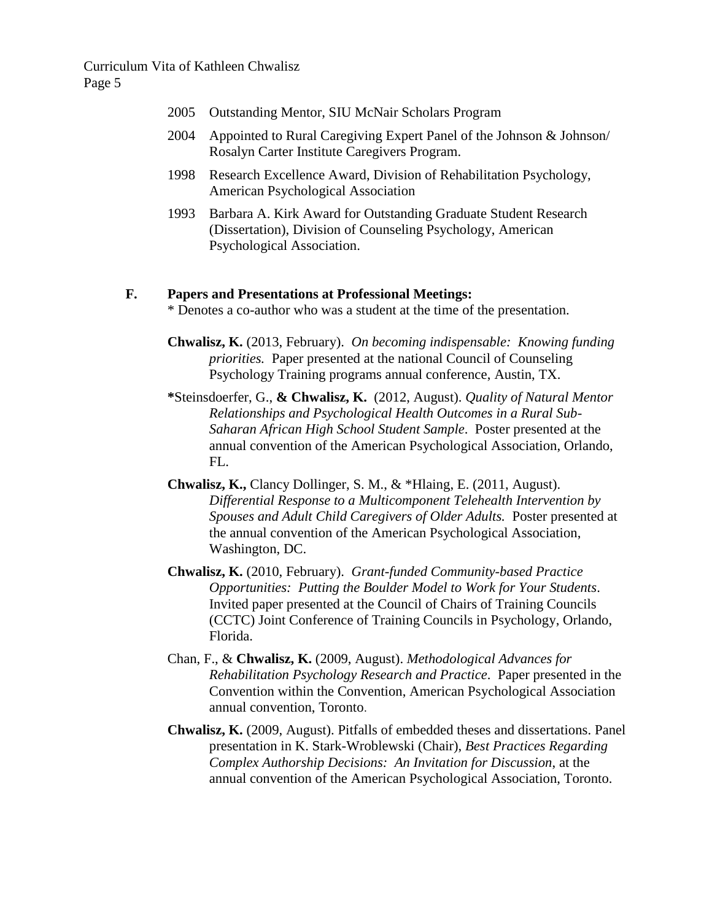2005 Outstanding Mentor, SIU McNair Scholars Program

2004 Appointed to Rural Caregiving Expert Panel of the Johnson & Johnson/ Rosalyn Carter Institute Caregivers Program.

1998 Research Excellence Award, Division of Rehabilitation Psychology, American Psychological Association

1993 Barbara A. Kirk Award for Outstanding Graduate Student Research (Dissertation), Division of Counseling Psychology, American Psychological Association.

**F. Papers and Presentations at Professional Meetings:**

* Denotes a co-author who was a student at the time of the presentation.

**Chwalisz, K.** (2013, February). *On becoming indispensable: Knowing funding priorities.* Paper presented at the national Council of Counseling Psychology Training programs annual conference, Austin, TX.

**\***Steinsdoerfer, G., **& Chwalisz, K.** (2012, August). *Quality of Natural Mentor Relationships and Psychological Health Outcomes in a Rural Sub-Saharan African High School Student Sample*. Poster presented at the annual convention of the American Psychological Association, Orlando, FL.

**Chwalisz, K.,** Clancy Dollinger, S. M., & *Hlaing, E. (2011, August). *Differential Response to a Multicomponent Telehealth Intervention by Spouses and Adult Child Caregivers of Older Adults.* Poster presented at the annual convention of the American Psychological Association, Washington, DC.

**Chwalisz, K.** (2010, February). *Grant-funded Community-based Practice Opportunities: Putting the Boulder Model to Work for Your Students*. Invited paper presented at the Council of Chairs of Training Councils (CCTC) Joint Conference of Training Councils in Psychology, Orlando, Florida.

Chan, F., & **Chwalisz, K.** (2009, August). *Methodological Advances for Rehabilitation Psychology Research and Practice*. Paper presented in the Convention within the Convention, American Psychological Association annual convention, Toronto.

**Chwalisz, K.** (2009, August). Pitfalls of embedded theses and dissertations. Panel presentation in K. Stark-Wroblewski (Chair), *Best Practices Regarding Complex Authorship Decisions: An Invitation for Discussion*, at the annual convention of the American Psychological Association, Toronto.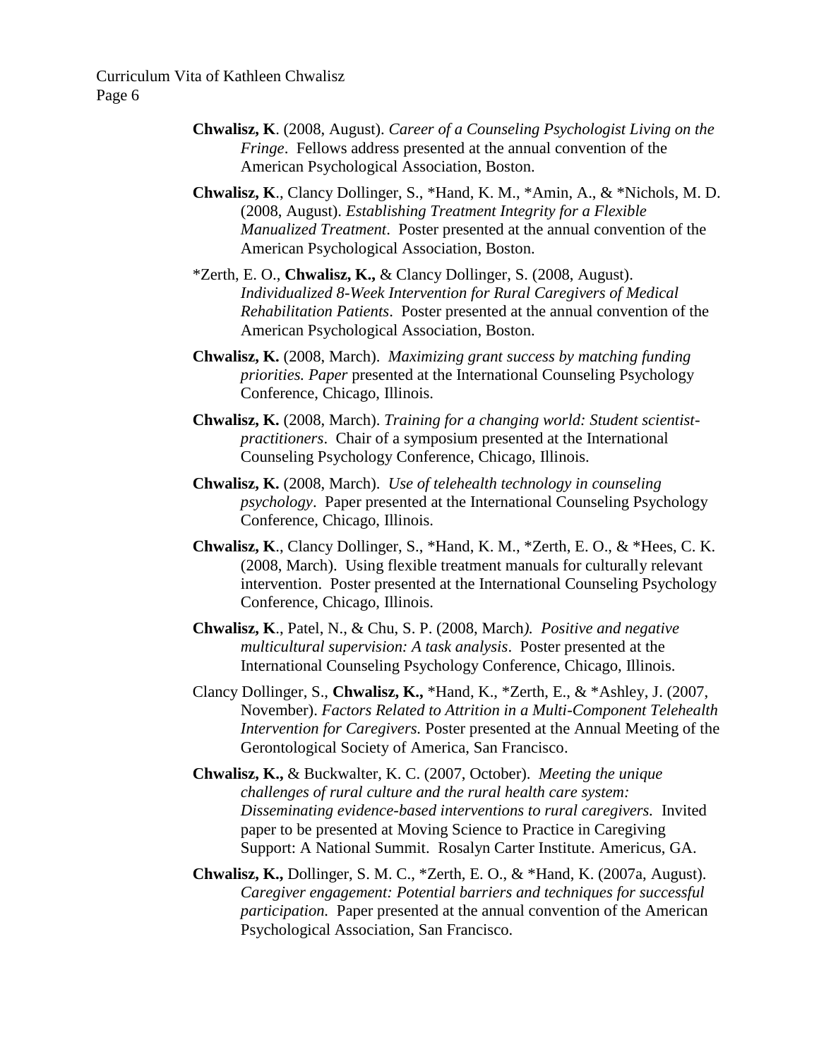**Chwalisz, K**. (2008, August). *Career of a Counseling Psychologist Living on the Fringe*. Fellows address presented at the annual convention of the American Psychological Association, Boston.

**Chwalisz, K**., Clancy Dollinger, S., *Hand, K. M., *Amin, A., & *Nichols, M. D. (2008, August). *Establishing Treatment Integrity for a Flexible Manualized Treatment*. Poster presented at the annual convention of the American Psychological Association, Boston.

*Zerth, E. O., **Chwalisz, K.,** & Clancy Dollinger, S. (2008, August). *Individualized 8-Week Intervention for Rural Caregivers of Medical Rehabilitation Patients*. Poster presented at the annual convention of the American Psychological Association, Boston.

**Chwalisz, K.** (2008, March). *Maximizing grant success by matching funding priorities. Paper* presented at the International Counseling Psychology Conference, Chicago, Illinois.

**Chwalisz, K.** (2008, March). *Training for a changing world: Student scientist-practitioners*. Chair of a symposium presented at the International Counseling Psychology Conference, Chicago, Illinois.

**Chwalisz, K.** (2008, March). *Use of telehealth technology in counseling psychology*. Paper presented at the International Counseling Psychology Conference, Chicago, Illinois.

**Chwalisz, K**., Clancy Dollinger, S., *Hand, K. M., *Zerth, E. O., & *Hees, C. K. (2008, March). Using flexible treatment manuals for culturally relevant intervention. Poster presented at the International Counseling Psychology Conference, Chicago, Illinois.

**Chwalisz, K**., Patel, N., & Chu, S. P. (2008, March*). Positive and negative multicultural supervision: A task analysis*. Poster presented at the International Counseling Psychology Conference, Chicago, Illinois.

Clancy Dollinger, S., **Chwalisz, K.,** *Hand, K., *Zerth, E., & *Ashley, J. (2007, November). *Factors Related to Attrition in a Multi-Component Telehealth Intervention for Caregivers.* Poster presented at the Annual Meeting of the Gerontological Society of America, San Francisco.

**Chwalisz, K.,** & Buckwalter, K. C. (2007, October). *Meeting the unique challenges of rural culture and the rural health care system: Disseminating evidence-based interventions to rural caregivers.* Invited paper to be presented at Moving Science to Practice in Caregiving Support: A National Summit. Rosalyn Carter Institute. Americus, GA.

**Chwalisz, K.,** Dollinger, S. M. C., *Zerth, E. O., & *Hand, K. (2007a, August). *Caregiver engagement: Potential barriers and techniques for successful participation.* Paper presented at the annual convention of the American Psychological Association, San Francisco.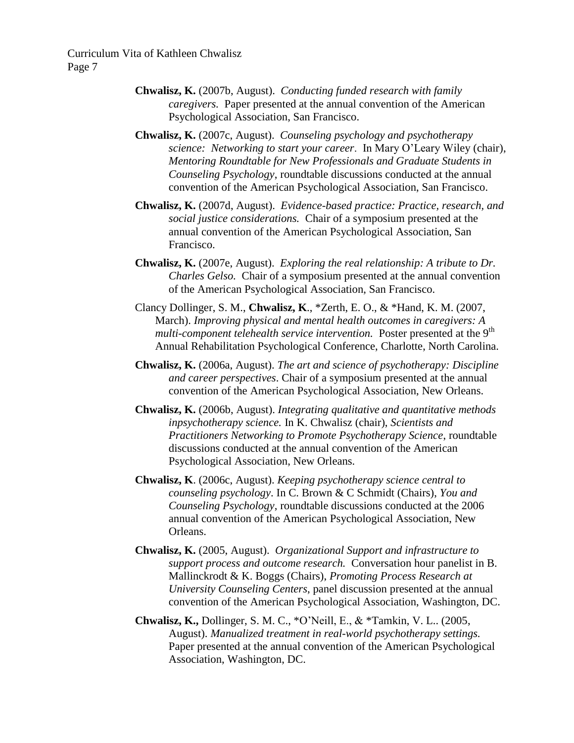**Chwalisz, K.** (2007b, August). *Conducting funded research with family caregivers.* Paper presented at the annual convention of the American Psychological Association, San Francisco.

**Chwalisz, K.** (2007c, August). *Counseling psychology and psychotherapy science: Networking to start your career*. In Mary O'Leary Wiley (chair), *Mentoring Roundtable for New Professionals and Graduate Students in Counseling Psychology*, roundtable discussions conducted at the annual convention of the American Psychological Association, San Francisco.

**Chwalisz, K.** (2007d, August). *Evidence-based practice: Practice, research, and social justice considerations.* Chair of a symposium presented at the annual convention of the American Psychological Association, San Francisco.

**Chwalisz, K.** (2007e, August). *Exploring the real relationship: A tribute to Dr. Charles Gelso.* Chair of a symposium presented at the annual convention of the American Psychological Association, San Francisco.

Clancy Dollinger, S. M., **Chwalisz, K**., *Zerth, E. O., & *Hand, K. M. (2007, March). *Improving physical and mental health outcomes in caregivers: A multi-component telehealth service intervention.* Poster presented at the 9th Annual Rehabilitation Psychological Conference, Charlotte, North Carolina.

**Chwalisz, K.** (2006a, August). *The art and science of psychotherapy: Discipline and career perspectives*. Chair of a symposium presented at the annual convention of the American Psychological Association, New Orleans.

**Chwalisz, K.** (2006b, August). *Integrating qualitative and quantitative methods inpsychotherapy science.* In K. Chwalisz (chair), *Scientists and Practitioners Networking to Promote Psychotherapy Science*, roundtable discussions conducted at the annual convention of the American Psychological Association, New Orleans.

**Chwalisz, K**. (2006c, August). *Keeping psychotherapy science central to counseling psychology*. In C. Brown & C Schmidt (Chairs), *You and Counseling Psychology*, roundtable discussions conducted at the 2006 annual convention of the American Psychological Association, New Orleans.

**Chwalisz, K.** (2005, August). *Organizational Support and infrastructure to support process and outcome research.* Conversation hour panelist in B. Mallinckrodt & K. Boggs (Chairs), *Promoting Process Research at University Counseling Centers*, panel discussion presented at the annual convention of the American Psychological Association, Washington, DC.

**Chwalisz, K.,** Dollinger, S. M. C., *O'Neill, E., & *Tamkin, V. L.. (2005, August). *Manualized treatment in real-world psychotherapy settings.* Paper presented at the annual convention of the American Psychological Association, Washington, DC.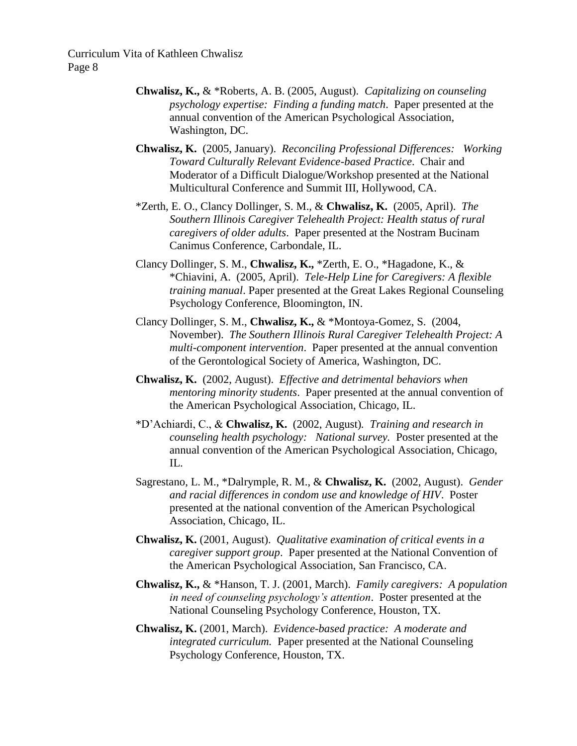**Chwalisz, K.,** & *Roberts, A. B. (2005, August). *Capitalizing on counseling psychology expertise: Finding a funding match*. Paper presented at the annual convention of the American Psychological Association, Washington, DC.

**Chwalisz, K.** (2005, January). *Reconciling Professional Differences: Working Toward Culturally Relevant Evidence-based Practice*. Chair and Moderator of a Difficult Dialogue/Workshop presented at the National Multicultural Conference and Summit III, Hollywood, CA.

*Zerth, E. O., Clancy Dollinger, S. M., & **Chwalisz, K.** (2005, April). *The Southern Illinois Caregiver Telehealth Project: Health status of rural caregivers of older adults*. Paper presented at the Nostram Bucinam Canimus Conference, Carbondale, IL.

Clancy Dollinger, S. M., **Chwalisz, K.,** *Zerth, E. O., *Hagadone, K., & *Chiavini, A. (2005, April). *Tele-Help Line for Caregivers: A flexible training manual*. Paper presented at the Great Lakes Regional Counseling Psychology Conference, Bloomington, IN.

Clancy Dollinger, S. M., **Chwalisz, K.,** & *Montoya-Gomez, S. (2004, November). *The Southern Illinois Rural Caregiver Telehealth Project: A multi-component intervention*. Paper presented at the annual convention of the Gerontological Society of America, Washington, DC.

**Chwalisz, K.** (2002, August). *Effective and detrimental behaviors when mentoring minority students*. Paper presented at the annual convention of the American Psychological Association, Chicago, IL.

*D'Achiardi, C., & **Chwalisz, K.** (2002, August). *Training and research in counseling health psychology: National survey.* Poster presented at the annual convention of the American Psychological Association, Chicago, IL.

Sagrestano, L. M., *Dalrymple, R. M., & **Chwalisz, K.** (2002, August). *Gender and racial differences in condom use and knowledge of HIV*. Poster presented at the national convention of the American Psychological Association, Chicago, IL.

**Chwalisz, K.** (2001, August). *Qualitative examination of critical events in a caregiver support group*. Paper presented at the National Convention of the American Psychological Association, San Francisco, CA.

**Chwalisz, K.,** & *Hanson, T. J. (2001, March). *Family caregivers: A population in need of counseling psychology's attention*. Poster presented at the National Counseling Psychology Conference, Houston, TX.

**Chwalisz, K.** (2001, March). *Evidence-based practice: A moderate and integrated curriculum.* Paper presented at the National Counseling Psychology Conference, Houston, TX.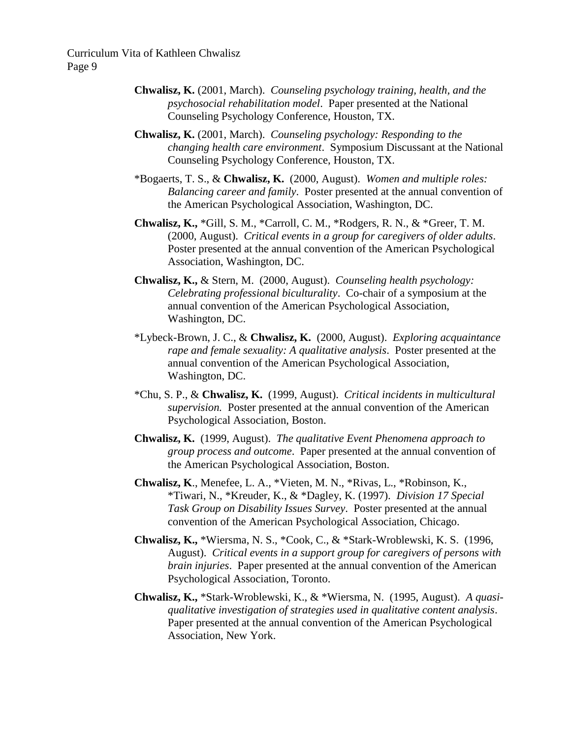**Chwalisz, K.** (2001, March). *Counseling psychology training, health, and the psychosocial rehabilitation model*. Paper presented at the National Counseling Psychology Conference, Houston, TX.

**Chwalisz, K.** (2001, March). *Counseling psychology: Responding to the changing health care environment*. Symposium Discussant at the National Counseling Psychology Conference, Houston, TX.

*Bogaerts, T. S., & **Chwalisz, K.** (2000, August). *Women and multiple roles: Balancing career and family*. Poster presented at the annual convention of the American Psychological Association, Washington, DC.

**Chwalisz, K.,** *Gill, S. M., *Carroll, C. M., *Rodgers, R. N., & *Greer, T. M. (2000, August). *Critical events in a group for caregivers of older adults*. Poster presented at the annual convention of the American Psychological Association, Washington, DC.

**Chwalisz, K.,** & Stern, M. (2000, August). *Counseling health psychology: Celebrating professional biculturality*. Co-chair of a symposium at the annual convention of the American Psychological Association, Washington, DC.

*Lybeck-Brown, J. C., & **Chwalisz, K.** (2000, August). *Exploring acquaintance rape and female sexuality: A qualitative analysis*. Poster presented at the annual convention of the American Psychological Association, Washington, DC.

*Chu, S. P., & **Chwalisz, K.** (1999, August). *Critical incidents in multicultural supervision.* Poster presented at the annual convention of the American Psychological Association, Boston.

**Chwalisz, K.** (1999, August). *The qualitative Event Phenomena approach to group process and outcome*. Paper presented at the annual convention of the American Psychological Association, Boston.

**Chwalisz, K**., Menefee, L. A., *Vieten, M. N., *Rivas, L., *Robinson, K., *Tiwari, N., *Kreuder, K., & *Dagley, K. (1997). *Division 17 Special Task Group on Disability Issues Survey*. Poster presented at the annual convention of the American Psychological Association, Chicago.

**Chwalisz, K.,** *Wiersma, N. S., *Cook, C., & *Stark-Wroblewski, K. S. (1996, August). *Critical events in a support group for caregivers of persons with brain injuries*. Paper presented at the annual convention of the American Psychological Association, Toronto.

**Chwalisz, K.,** *Stark-Wroblewski, K., & *Wiersma, N. (1995, August). *A quasi-qualitative investigation of strategies used in qualitative content analysis*. Paper presented at the annual convention of the American Psychological Association, New York.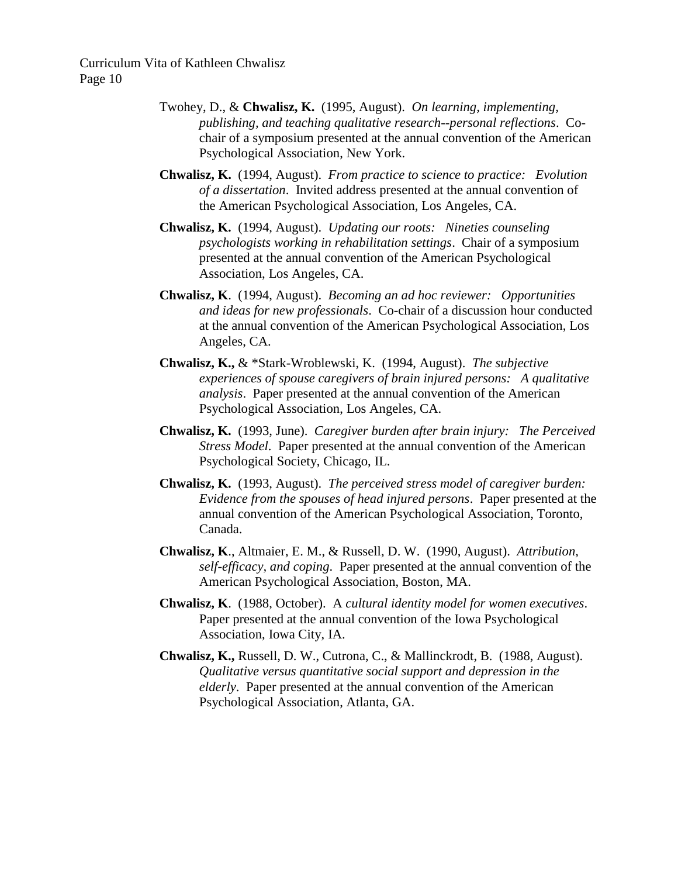Twohey, D., & **Chwalisz, K.** (1995, August). *On learning, implementing, publishing, and teaching qualitative research--personal reflections*. Co-chair of a symposium presented at the annual convention of the American Psychological Association, New York.

**Chwalisz, K.** (1994, August). *From practice to science to practice: Evolution of a dissertation*. Invited address presented at the annual convention of the American Psychological Association, Los Angeles, CA.

**Chwalisz, K.** (1994, August). *Updating our roots: Nineties counseling psychologists working in rehabilitation settings*. Chair of a symposium presented at the annual convention of the American Psychological Association, Los Angeles, CA.

**Chwalisz, K**. (1994, August). *Becoming an ad hoc reviewer: Opportunities and ideas for new professionals*. Co-chair of a discussion hour conducted at the annual convention of the American Psychological Association, Los Angeles, CA.

**Chwalisz, K.,** & *Stark-Wroblewski, K. (1994, August). *The subjective experiences of spouse caregivers of brain injured persons: A qualitative analysis*. Paper presented at the annual convention of the American Psychological Association, Los Angeles, CA.

**Chwalisz, K.** (1993, June). *Caregiver burden after brain injury: The Perceived Stress Model*. Paper presented at the annual convention of the American Psychological Society, Chicago, IL.

**Chwalisz, K.** (1993, August). *The perceived stress model of caregiver burden: Evidence from the spouses of head injured persons*. Paper presented at the annual convention of the American Psychological Association, Toronto, Canada.

**Chwalisz, K**., Altmaier, E. M., & Russell, D. W. (1990, August). *Attribution, self-efficacy, and coping*. Paper presented at the annual convention of the American Psychological Association, Boston, MA.

**Chwalisz, K**. (1988, October). A *cultural identity model for women executives*. Paper presented at the annual convention of the Iowa Psychological Association, Iowa City, IA.

**Chwalisz, K.,** Russell, D. W., Cutrona, C., & Mallinckrodt, B. (1988, August). *Qualitative versus quantitative social support and depression in the elderly*. Paper presented at the annual convention of the American Psychological Association, Atlanta, GA.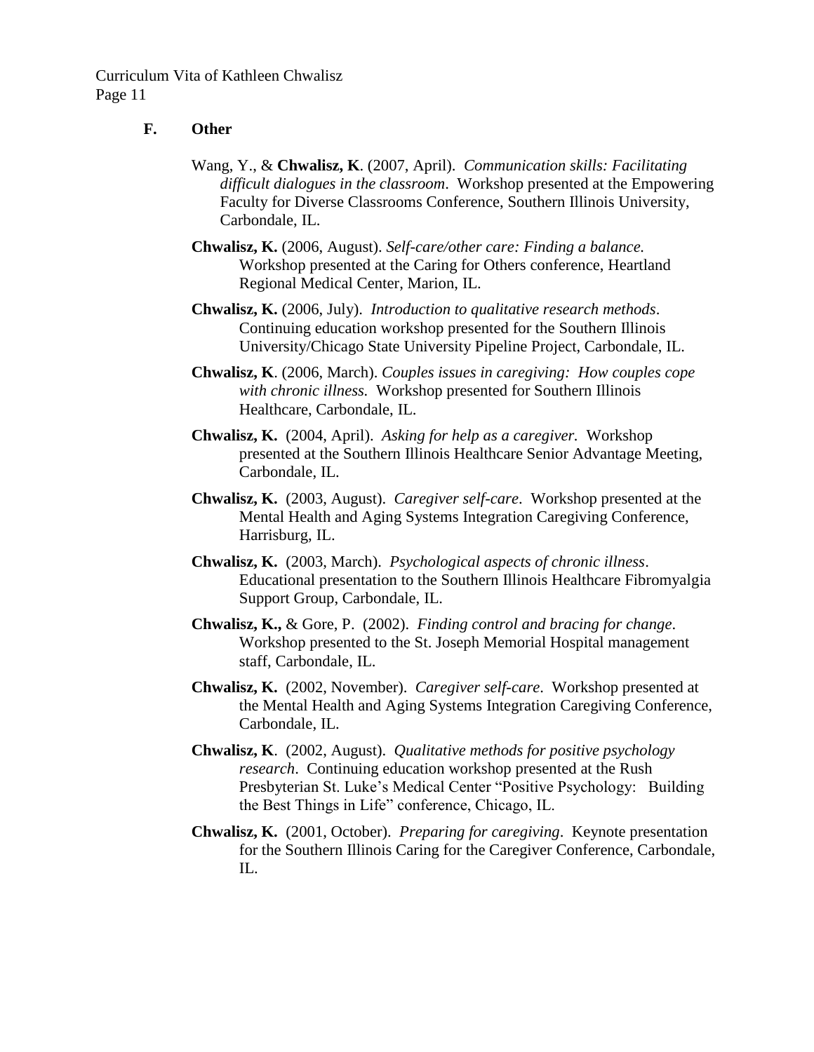### F. Other

Wang, Y., & **Chwalisz, K**. (2007, April). *Communication skills: Facilitating difficult dialogues in the classroom*. Workshop presented at the Empowering Faculty for Diverse Classrooms Conference, Southern Illinois University, Carbondale, IL.

**Chwalisz, K.** (2006, August). *Self-care/other care: Finding a balance.* Workshop presented at the Caring for Others conference, Heartland Regional Medical Center, Marion, IL.

**Chwalisz, K.** (2006, July). *Introduction to qualitative research methods*. Continuing education workshop presented for the Southern Illinois University/Chicago State University Pipeline Project, Carbondale, IL.

**Chwalisz, K**. (2006, March). *Couples issues in caregiving: How couples cope with chronic illness.* Workshop presented for Southern Illinois Healthcare, Carbondale, IL.

**Chwalisz, K.** (2004, April). *Asking for help as a caregiver.* Workshop presented at the Southern Illinois Healthcare Senior Advantage Meeting, Carbondale, IL.

**Chwalisz, K.** (2003, August). *Caregiver self-care*. Workshop presented at the Mental Health and Aging Systems Integration Caregiving Conference, Harrisburg, IL.

**Chwalisz, K.** (2003, March). *Psychological aspects of chronic illness*. Educational presentation to the Southern Illinois Healthcare Fibromyalgia Support Group, Carbondale, IL.

**Chwalisz, K.,** & Gore, P. (2002). *Finding control and bracing for change*. Workshop presented to the St. Joseph Memorial Hospital management staff, Carbondale, IL.

**Chwalisz, K.** (2002, November). *Caregiver self-care*. Workshop presented at the Mental Health and Aging Systems Integration Caregiving Conference, Carbondale, IL.

**Chwalisz, K**. (2002, August). *Qualitative methods for positive psychology research*. Continuing education workshop presented at the Rush Presbyterian St. Luke's Medical Center "Positive Psychology: Building the Best Things in Life" conference, Chicago, IL.

**Chwalisz, K.** (2001, October). *Preparing for caregiving*. Keynote presentation for the Southern Illinois Caring for the Caregiver Conference, Carbondale, IL.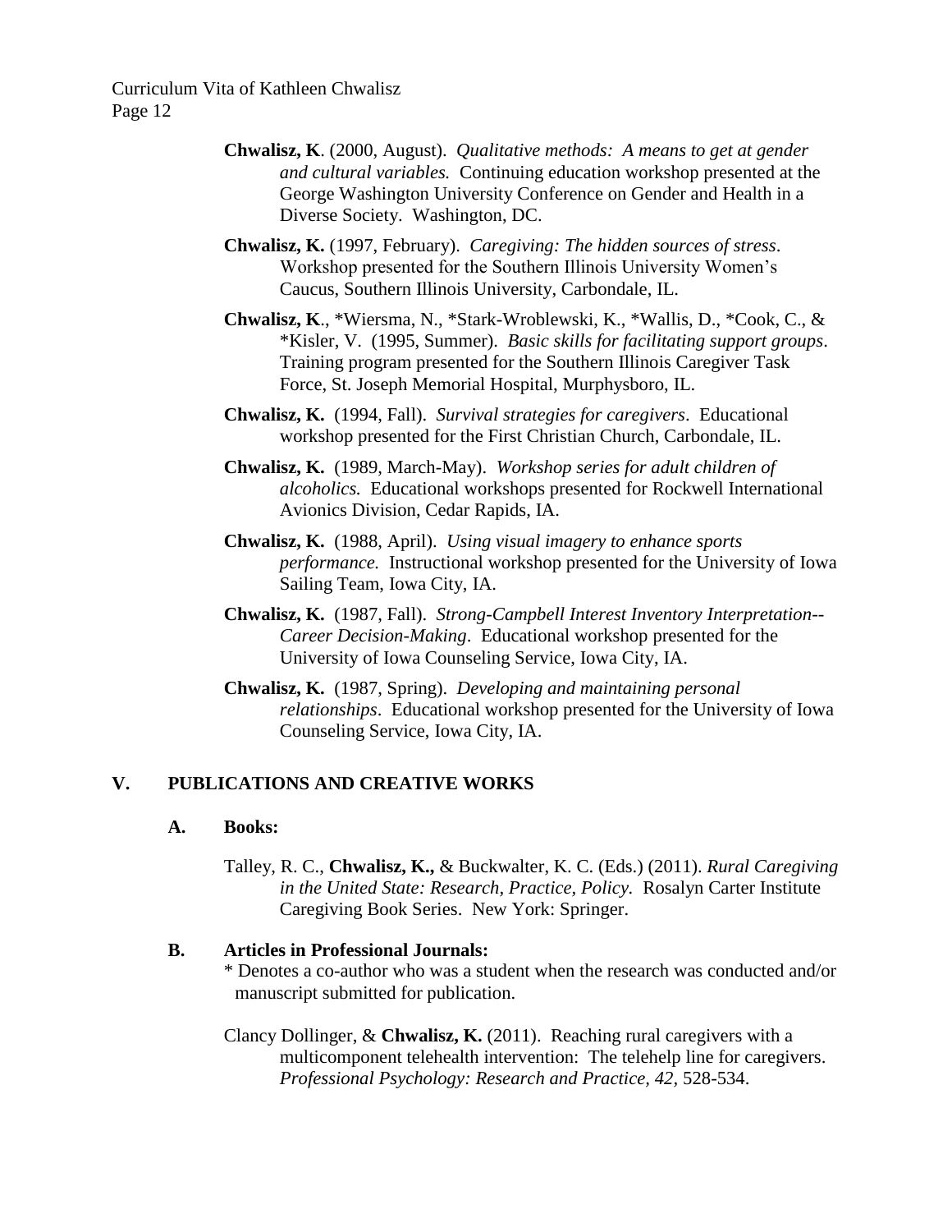**Chwalisz, K**. (2000, August). *Qualitative methods: A means to get at gender and cultural variables.* Continuing education workshop presented at the George Washington University Conference on Gender and Health in a Diverse Society. Washington, DC.

**Chwalisz, K.** (1997, February). *Caregiving: The hidden sources of stress*. Workshop presented for the Southern Illinois University Women's Caucus, Southern Illinois University, Carbondale, IL.

**Chwalisz, K**., *Wiersma, N., *Stark-Wroblewski, K., *Wallis, D., *Cook, C., & *Kisler, V. (1995, Summer). *Basic skills for facilitating support groups*. Training program presented for the Southern Illinois Caregiver Task Force, St. Joseph Memorial Hospital, Murphysboro, IL.

**Chwalisz, K.** (1994, Fall). *Survival strategies for caregivers*. Educational workshop presented for the First Christian Church, Carbondale, IL.

**Chwalisz, K.** (1989, March-May). *Workshop series for adult children of alcoholics.* Educational workshops presented for Rockwell International Avionics Division, Cedar Rapids, IA.

**Chwalisz, K.** (1988, April). *Using visual imagery to enhance sports performance.* Instructional workshop presented for the University of Iowa Sailing Team, Iowa City, IA.

**Chwalisz, K.** (1987, Fall). *Strong-Campbell Interest Inventory Interpretation--Career Decision-Making*. Educational workshop presented for the University of Iowa Counseling Service, Iowa City, IA.

**Chwalisz, K.** (1987, Spring). *Developing and maintaining personal relationships*. Educational workshop presented for the University of Iowa Counseling Service, Iowa City, IA.

## V. PUBLICATIONS AND CREATIVE WORKS

### A. Books:

Talley, R. C., **Chwalisz, K.,** & Buckwalter, K. C. (Eds.) (2011). *Rural Caregiving in the United State: Research, Practice, Policy.* Rosalyn Carter Institute Caregiving Book Series. New York: Springer.

### B. Articles in Professional Journals:

* Denotes a co-author who was a student when the research was conducted and/or manuscript submitted for publication.

Clancy Dollinger, & **Chwalisz, K.** (2011). Reaching rural caregivers with a multicomponent telehealth intervention: The telehelp line for caregivers. *Professional Psychology: Research and Practice, 42*, 528-534.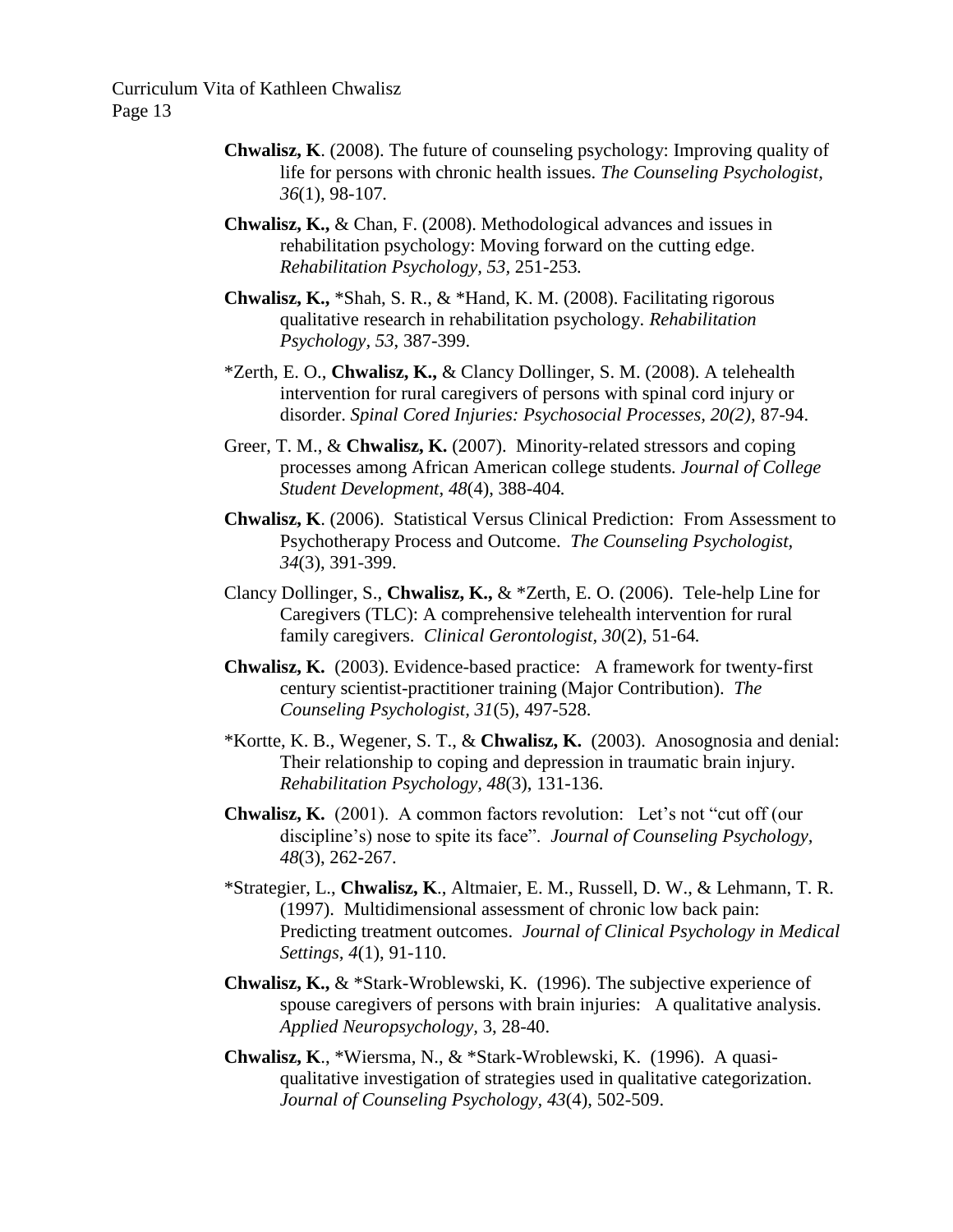**Chwalisz, K**. (2008). The future of counseling psychology: Improving quality of life for persons with chronic health issues. *The Counseling Psychologist, 36*(1), 98-107.

**Chwalisz, K.,** & Chan, F. (2008). Methodological advances and issues in rehabilitation psychology: Moving forward on the cutting edge. *Rehabilitation Psychology, 53*, 251-253*.*

**Chwalisz, K.,** *Shah, S. R., & *Hand, K. M. (2008). Facilitating rigorous qualitative research in rehabilitation psychology. *Rehabilitation Psychology, 53*, 387-399.

*Zerth, E. O., **Chwalisz, K.,** & Clancy Dollinger, S. M. (2008). A telehealth intervention for rural caregivers of persons with spinal cord injury or disorder. *Spinal Cored Injuries: Psychosocial Processes, 20(2),* 87-94.

Greer, T. M., & **Chwalisz, K.** (2007). Minority-related stressors and coping processes among African American college students*. Journal of College Student Development, 48*(4), 388-404*.*

**Chwalisz, K**. (2006). Statistical Versus Clinical Prediction: From Assessment to Psychotherapy Process and Outcome. *The Counseling Psychologist, 34*(3), 391-399.

Clancy Dollinger, S., **Chwalisz, K.,** & *Zerth, E. O. (2006). Tele-help Line for Caregivers (TLC): A comprehensive telehealth intervention for rural family caregivers. *Clinical Gerontologist, 30*(2), 51-64*.*

**Chwalisz, K.** (2003). Evidence-based practice: A framework for twenty-first century scientist-practitioner training (Major Contribution). *The Counseling Psychologist, 31*(5), 497-528.

*Kortte, K. B., Wegener, S. T., & **Chwalisz, K.** (2003). Anosognosia and denial: Their relationship to coping and depression in traumatic brain injury. *Rehabilitation Psychology, 48*(3), 131-136.

**Chwalisz, K.** (2001). A common factors revolution: Let's not "cut off (our discipline's) nose to spite its face". *Journal of Counseling Psychology, 48*(3), 262-267.

*Strategier, L., **Chwalisz, K**., Altmaier, E. M., Russell, D. W., & Lehmann, T. R. (1997). Multidimensional assessment of chronic low back pain: Predicting treatment outcomes. *Journal of Clinical Psychology in Medical Settings, 4*(1), 91-110.

**Chwalisz, K.,** & *Stark-Wroblewski, K. (1996). The subjective experience of spouse caregivers of persons with brain injuries: A qualitative analysis. *Applied Neuropsychology*, 3, 28-40.

**Chwalisz, K**., *Wiersma, N., & *Stark-Wroblewski, K. (1996). A quasi-qualitative investigation of strategies used in qualitative categorization. *Journal of Counseling Psychology, 43*(4), 502-509.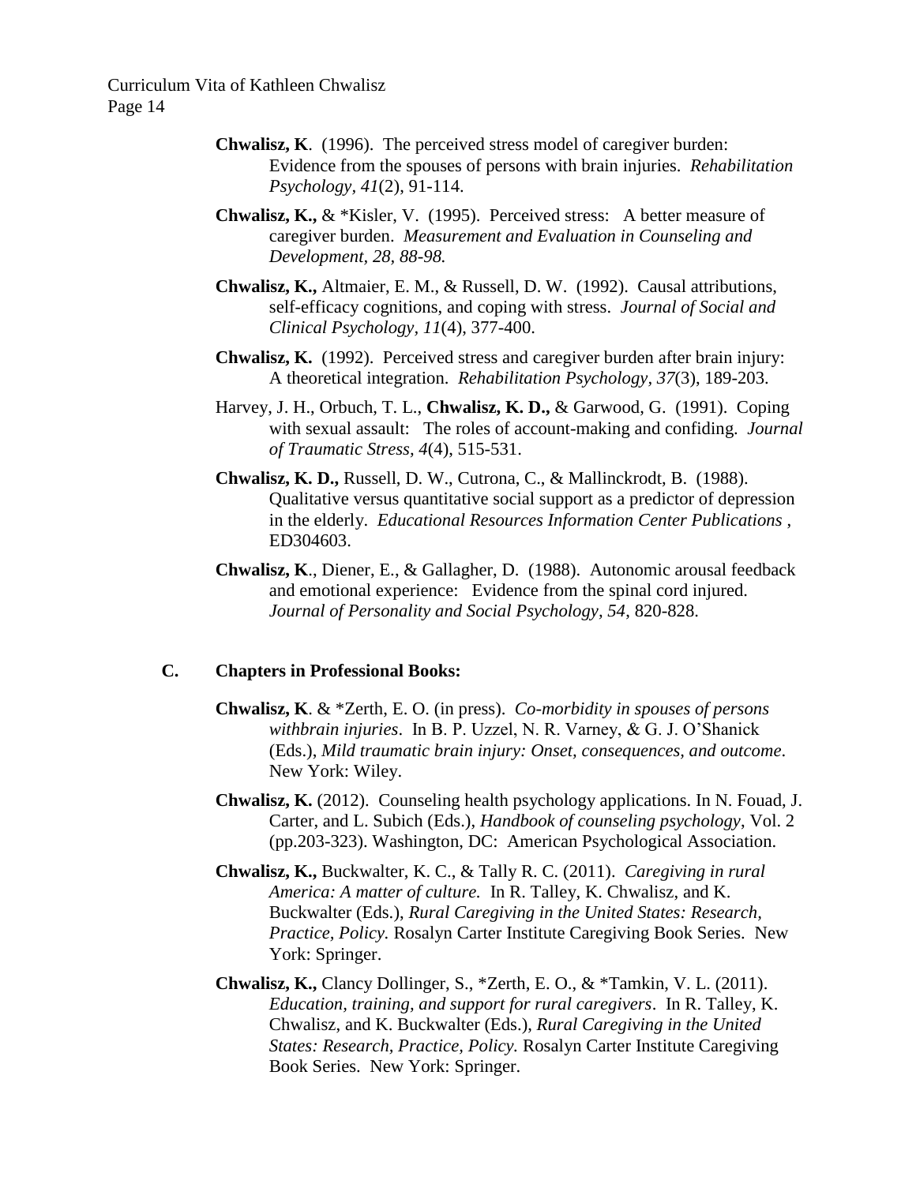**Chwalisz, K**. (1996). The perceived stress model of caregiver burden: Evidence from the spouses of persons with brain injuries. *Rehabilitation Psychology, 41*(2), 91-114.

**Chwalisz, K.,** & *Kisler, V. (1995). Perceived stress: A better measure of caregiver burden. *Measurement and Evaluation in Counseling and Development, 28, 88-98.*

**Chwalisz, K.,** Altmaier, E. M., & Russell, D. W. (1992). Causal attributions, self-efficacy cognitions, and coping with stress. *Journal of Social and Clinical Psychology, 11*(4), 377-400.

**Chwalisz, K.** (1992). Perceived stress and caregiver burden after brain injury: A theoretical integration. *Rehabilitation Psychology, 37*(3), 189-203.

Harvey, J. H., Orbuch, T. L., **Chwalisz, K. D.,** & Garwood, G. (1991). Coping with sexual assault: The roles of account-making and confiding. *Journal of Traumatic Stress, 4*(4), 515-531.

**Chwalisz, K. D.,** Russell, D. W., Cutrona, C., & Mallinckrodt, B. (1988). Qualitative versus quantitative social support as a predictor of depression in the elderly. *Educational Resources Information Center Publications* , ED304603.

**Chwalisz, K**., Diener, E., & Gallagher, D. (1988). Autonomic arousal feedback and emotional experience: Evidence from the spinal cord injured. *Journal of Personality and Social Psychology, 54*, 820-828.

## C. Chapters in Professional Books:

**Chwalisz, K**. & *Zerth, E. O. (in press). *Co-morbidity in spouses of persons withbrain injuries*. In B. P. Uzzel, N. R. Varney, & G. J. O'Shanick (Eds.), *Mild traumatic brain injury: Onset, consequences, and outcome*. New York: Wiley.

**Chwalisz, K.** (2012). Counseling health psychology applications. In N. Fouad, J. Carter, and L. Subich (Eds.), *Handbook of counseling psychology*, Vol. 2 (pp.203-323). Washington, DC: American Psychological Association.

**Chwalisz, K.,** Buckwalter, K. C., & Tally R. C. (2011). *Caregiving in rural America: A matter of culture.* In R. Talley, K. Chwalisz, and K. Buckwalter (Eds.), *Rural Caregiving in the United States: Research, Practice, Policy.* Rosalyn Carter Institute Caregiving Book Series. New York: Springer.

**Chwalisz, K.,** Clancy Dollinger, S., *Zerth, E. O., & *Tamkin, V. L. (2011). *Education, training, and support for rural caregivers*. In R. Talley, K. Chwalisz, and K. Buckwalter (Eds.), *Rural Caregiving in the United States: Research, Practice, Policy.* Rosalyn Carter Institute Caregiving Book Series. New York: Springer.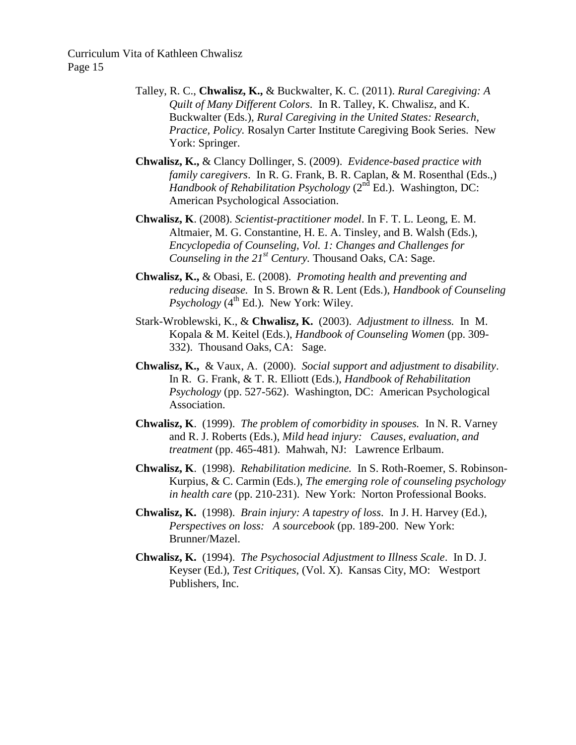Talley, R. C., **Chwalisz, K.,** & Buckwalter, K. C. (2011). *Rural Caregiving: A Quilt of Many Different Colors*. In R. Talley, K. Chwalisz, and K. Buckwalter (Eds.), *Rural Caregiving in the United States: Research, Practice, Policy.* Rosalyn Carter Institute Caregiving Book Series. New York: Springer.

**Chwalisz, K.,** & Clancy Dollinger, S. (2009). *Evidence-based practice with family caregivers*. In R. G. Frank, B. R. Caplan, & M. Rosenthal (Eds.,) *Handbook of Rehabilitation Psychology* (2nd Ed.). Washington, DC: American Psychological Association.

**Chwalisz, K**. (2008). *Scientist-practitioner model*. In F. T. L. Leong, E. M. Altmaier, M. G. Constantine, H. E. A. Tinsley, and B. Walsh (Eds.), *Encyclopedia of Counseling, Vol. 1: Changes and Challenges for Counseling in the 21st Century.* Thousand Oaks, CA: Sage.

**Chwalisz, K.,** & Obasi, E. (2008). *Promoting health and preventing and reducing disease.* In S. Brown & R. Lent (Eds.), *Handbook of Counseling Psychology* (4th Ed.). New York: Wiley.

Stark-Wroblewski, K., & **Chwalisz, K.** (2003). *Adjustment to illness.* In M. Kopala & M. Keitel (Eds.), *Handbook of Counseling Women* (pp. 309-332). Thousand Oaks, CA: Sage.

**Chwalisz, K.,** & Vaux, A. (2000). *Social support and adjustment to disability*. In R. G. Frank, & T. R. Elliott (Eds.), *Handbook of Rehabilitation Psychology* (pp. 527-562). Washington, DC: American Psychological Association.

**Chwalisz, K**. (1999). *The problem of comorbidity in spouses.* In N. R. Varney and R. J. Roberts (Eds.), *Mild head injury: Causes, evaluation, and treatment* (pp. 465-481). Mahwah, NJ: Lawrence Erlbaum.

**Chwalisz, K**. (1998). *Rehabilitation medicine.* In S. Roth-Roemer, S. Robinson-Kurpius, & C. Carmin (Eds.), *The emerging role of counseling psychology in health care* (pp. 210-231). New York: Norton Professional Books.

**Chwalisz, K.** (1998). *Brain injury: A tapestry of loss*. In J. H. Harvey (Ed.), *Perspectives on loss: A sourcebook* (pp. 189-200. New York: Brunner/Mazel.

**Chwalisz, K.** (1994). *The Psychosocial Adjustment to Illness Scale*. In D. J. Keyser (Ed.), *Test Critiques*, (Vol. X). Kansas City, MO: Westport Publishers, Inc.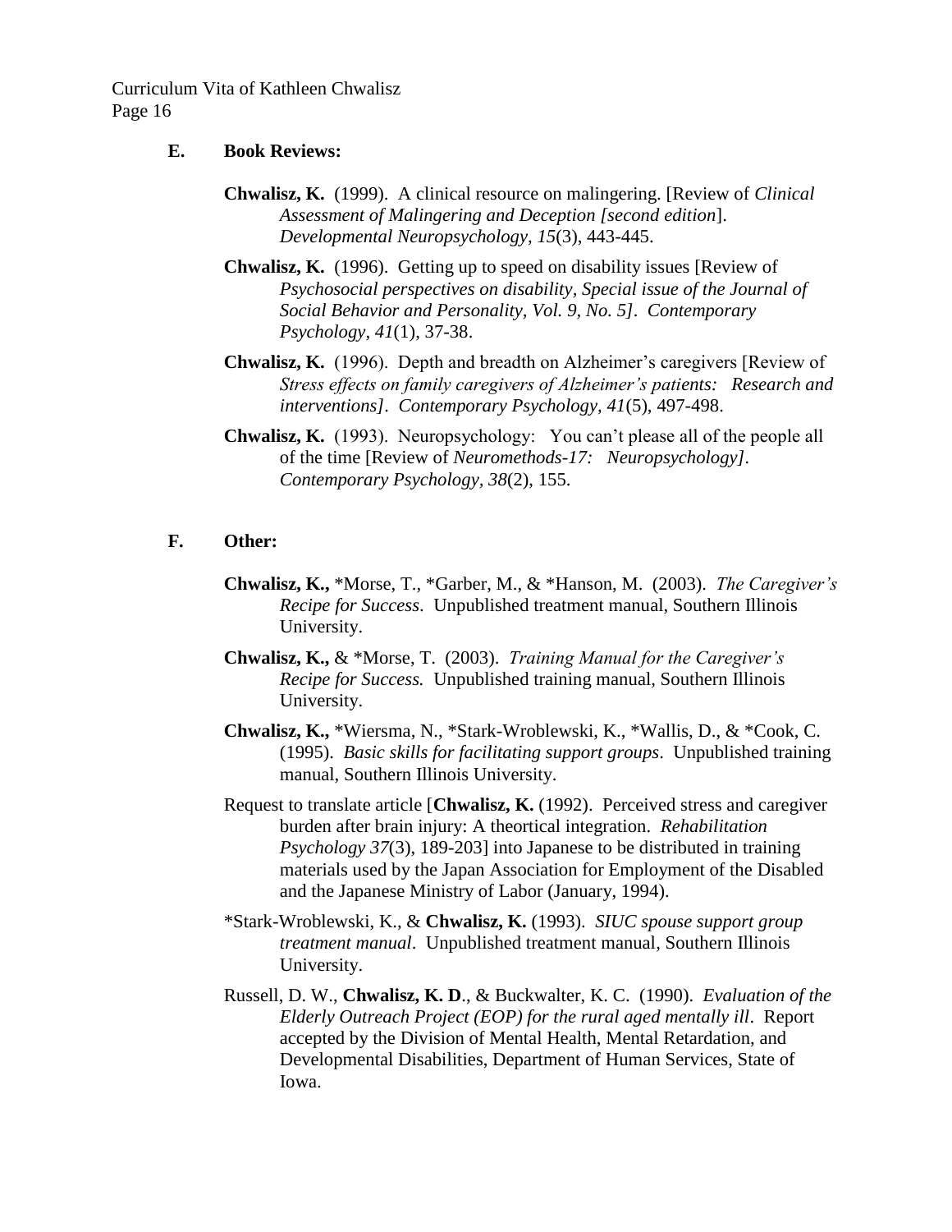## E. Book Reviews:

**Chwalisz, K.** (1999). A clinical resource on malingering. [Review of *Clinical Assessment of Malingering and Deception [second edition*]. *Developmental Neuropsychology, 15*(3), 443-445.

**Chwalisz, K.** (1996). Getting up to speed on disability issues [Review of *Psychosocial perspectives on disability, Special issue of the Journal of Social Behavior and Personality, Vol. 9, No. 5]*. *Contemporary Psychology, 41*(1), 37-38.

**Chwalisz, K.** (1996). Depth and breadth on Alzheimer's caregivers [Review of *Stress effects on family caregivers of Alzheimer's patients: Research and interventions]*. *Contemporary Psychology, 41*(5), 497-498.

**Chwalisz, K.** (1993). Neuropsychology: You can't please all of the people all of the time [Review of *Neuromethods-17: Neuropsychology]*. *Contemporary Psychology, 38*(2), 155.

## F. Other:

**Chwalisz, K.,** *Morse, T., *Garber, M., & *Hanson, M. (2003). *The Caregiver's Recipe for Success*. Unpublished treatment manual, Southern Illinois University.

**Chwalisz, K.,** & *Morse, T. (2003). *Training Manual for the Caregiver's Recipe for Success.* Unpublished training manual, Southern Illinois University.

**Chwalisz, K.,** *Wiersma, N., *Stark-Wroblewski, K., *Wallis, D., & *Cook, C. (1995). *Basic skills for facilitating support groups*. Unpublished training manual, Southern Illinois University.

Request to translate article [**Chwalisz, K.** (1992). Perceived stress and caregiver burden after brain injury: A theortical integration. *Rehabilitation Psychology 37*(3), 189-203] into Japanese to be distributed in training materials used by the Japan Association for Employment of the Disabled and the Japanese Ministry of Labor (January, 1994).

*Stark-Wroblewski, K., & **Chwalisz, K.** (1993). *SIUC spouse support group treatment manual*. Unpublished treatment manual, Southern Illinois University.

Russell, D. W., **Chwalisz, K. D**., & Buckwalter, K. C. (1990). *Evaluation of the Elderly Outreach Project (EOP) for the rural aged mentally ill*. Report accepted by the Division of Mental Health, Mental Retardation, and Developmental Disabilities, Department of Human Services, State of Iowa.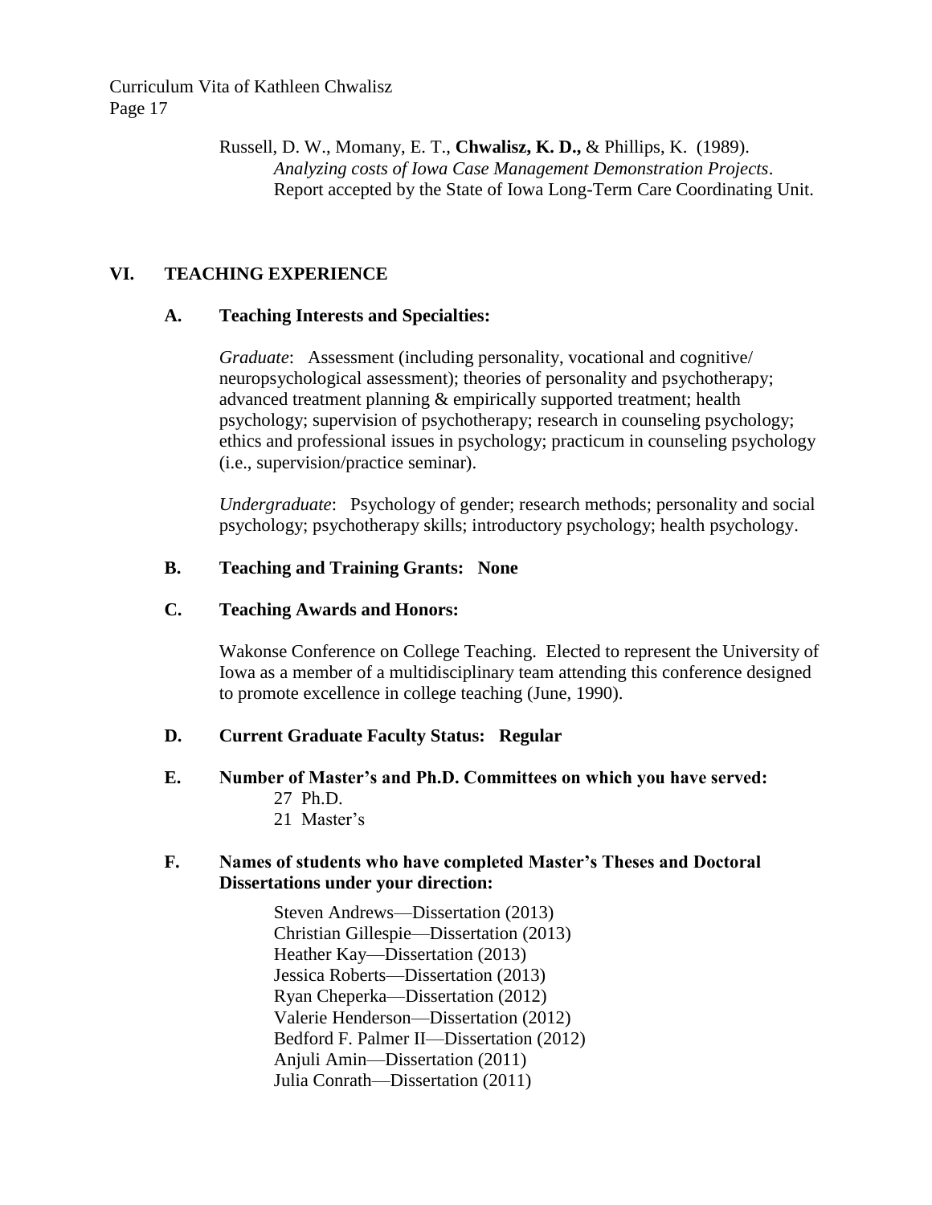Russell, D. W., Momany, E. T., **Chwalisz, K. D.,** & Phillips, K. (1989). *Analyzing costs of Iowa Case Management Demonstration Projects*. Report accepted by the State of Iowa Long-Term Care Coordinating Unit.

## VI. TEACHING EXPERIENCE

### A. Teaching Interests and Specialties:

*Graduate*: Assessment (including personality, vocational and cognitive/ neuropsychological assessment); theories of personality and psychotherapy; advanced treatment planning & empirically supported treatment; health psychology; supervision of psychotherapy; research in counseling psychology; ethics and professional issues in psychology; practicum in counseling psychology (i.e., supervision/practice seminar).

*Undergraduate*: Psychology of gender; research methods; personality and social psychology; psychotherapy skills; introductory psychology; health psychology.

### B. Teaching and Training Grants: None

### C. Teaching Awards and Honors:

Wakonse Conference on College Teaching. Elected to represent the University of Iowa as a member of a multidisciplinary team attending this conference designed to promote excellence in college teaching (June, 1990).

### D. Current Graduate Faculty Status: Regular

### E. Number of Master's and Ph.D. Committees on which you have served:

27 Ph.D.
21 Master's

### F. Names of students who have completed Master's Theses and Doctoral Dissertations under your direction:

Steven Andrews—Dissertation (2013)
Christian Gillespie—Dissertation (2013)
Heather Kay—Dissertation (2013)
Jessica Roberts—Dissertation (2013)
Ryan Cheperka—Dissertation (2012)
Valerie Henderson—Dissertation (2012)
Bedford F. Palmer II—Dissertation (2012)
Anjuli Amin—Dissertation (2011)
Julia Conrath—Dissertation (2011)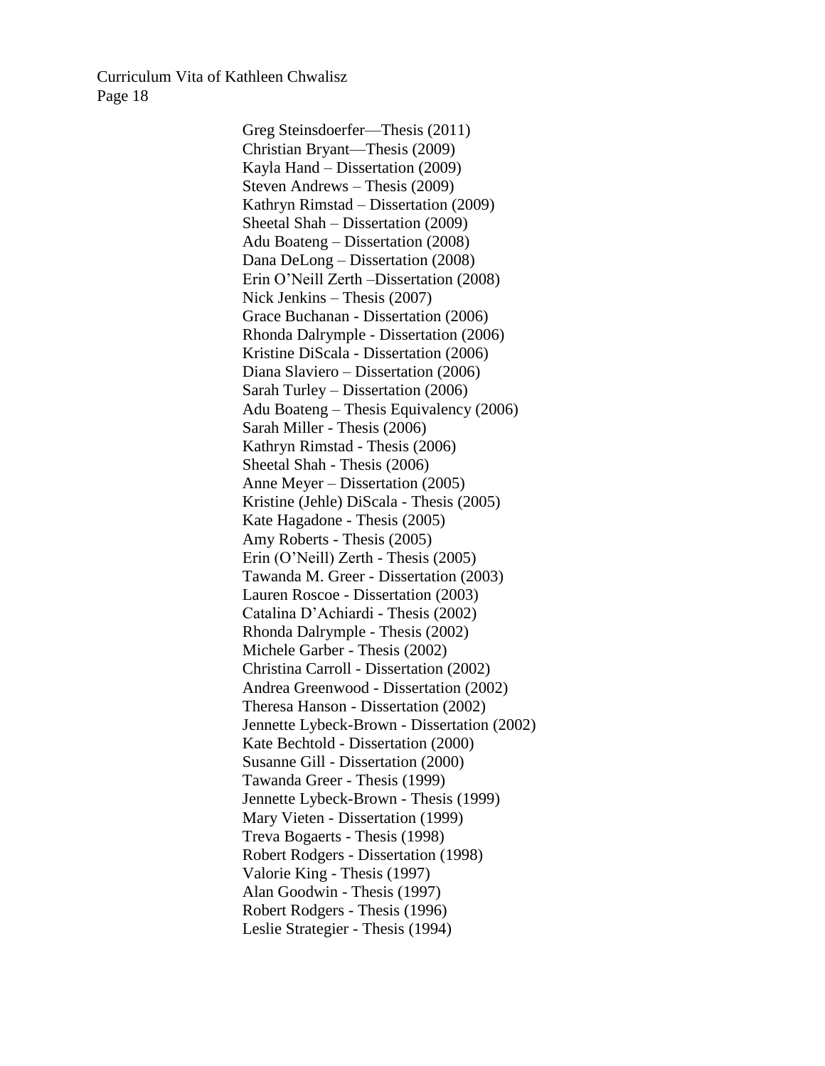Greg Steinsdoerfer—Thesis (2011)
Christian Bryant—Thesis (2009)
Kayla Hand – Dissertation (2009)
Steven Andrews – Thesis (2009)
Kathryn Rimstad – Dissertation (2009)
Sheetal Shah – Dissertation (2009)
Adu Boateng – Dissertation (2008)
Dana DeLong – Dissertation (2008)
Erin O'Neill Zerth –Dissertation (2008)
Nick Jenkins – Thesis (2007)
Grace Buchanan - Dissertation (2006)
Rhonda Dalrymple - Dissertation (2006)
Kristine DiScala - Dissertation (2006)
Diana Slaviero – Dissertation (2006)
Sarah Turley – Dissertation (2006)
Adu Boateng – Thesis Equivalency (2006)
Sarah Miller - Thesis (2006)
Kathryn Rimstad - Thesis (2006)
Sheetal Shah - Thesis (2006)
Anne Meyer – Dissertation (2005)
Kristine (Jehle) DiScala - Thesis (2005)
Kate Hagadone - Thesis (2005)
Amy Roberts - Thesis (2005)
Erin (O'Neill) Zerth - Thesis (2005)
Tawanda M. Greer - Dissertation (2003)
Lauren Roscoe - Dissertation (2003)
Catalina D'Achiardi - Thesis (2002)
Rhonda Dalrymple - Thesis (2002)
Michele Garber - Thesis (2002)
Christina Carroll - Dissertation (2002)
Andrea Greenwood - Dissertation (2002)
Theresa Hanson - Dissertation (2002)
Jennette Lybeck-Brown - Dissertation (2002)
Kate Bechtold - Dissertation (2000)
Susanne Gill - Dissertation (2000)
Tawanda Greer - Thesis (1999)
Jennette Lybeck-Brown - Thesis (1999)
Mary Vieten - Dissertation (1999)
Treva Bogaerts - Thesis (1998)
Robert Rodgers - Dissertation (1998)
Valorie King - Thesis (1997)
Alan Goodwin - Thesis (1997)
Robert Rodgers - Thesis (1996)
Leslie Strategier - Thesis (1994)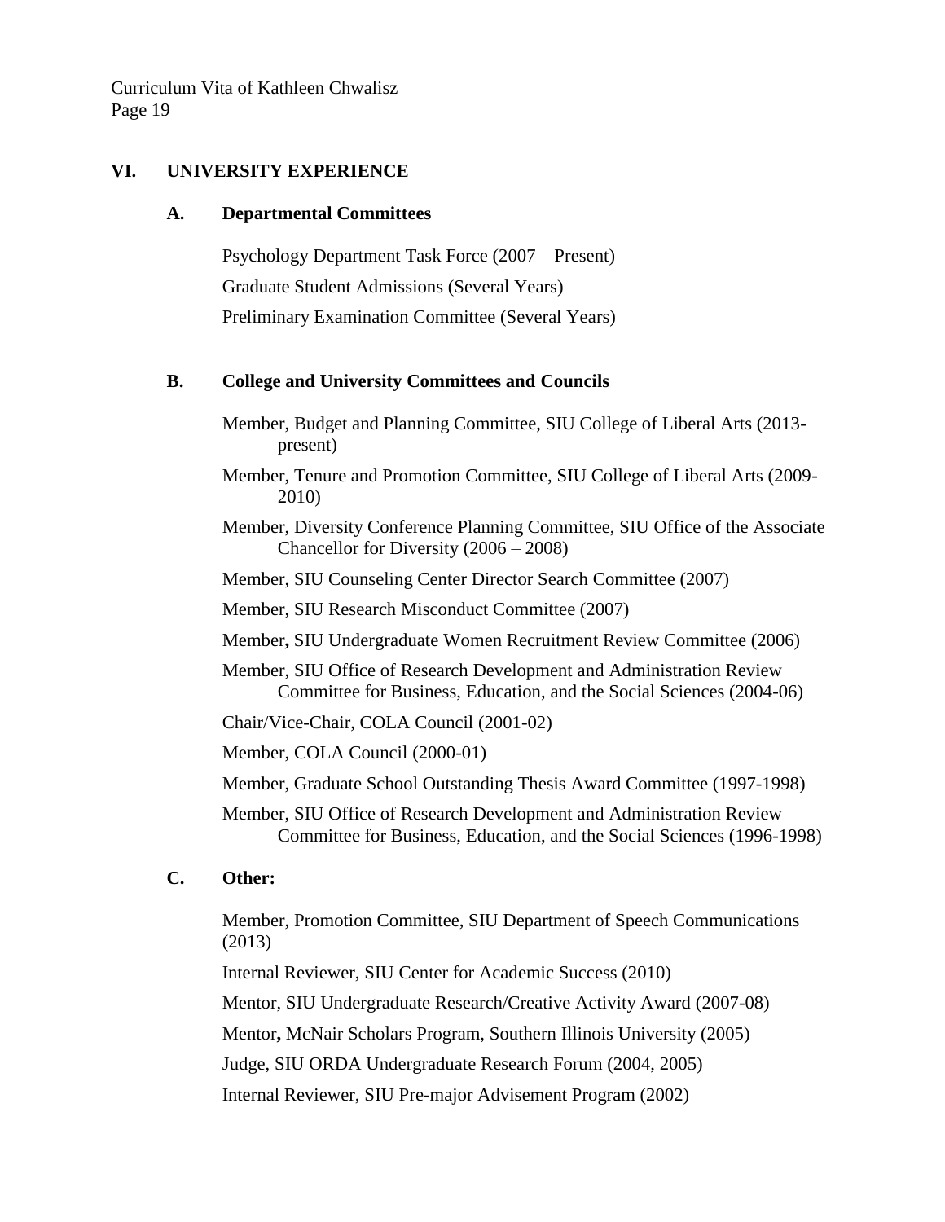## VI. UNIVERSITY EXPERIENCE

### A. Departmental Committees

Psychology Department Task Force (2007 – Present)

Graduate Student Admissions (Several Years)

Preliminary Examination Committee (Several Years)

### B. College and University Committees and Councils

Member, Budget and Planning Committee, SIU College of Liberal Arts (2013-present)

Member, Tenure and Promotion Committee, SIU College of Liberal Arts (2009-2010)

Member, Diversity Conference Planning Committee, SIU Office of the Associate Chancellor for Diversity (2006 – 2008)

Member, SIU Counseling Center Director Search Committee (2007)

Member, SIU Research Misconduct Committee (2007)

Member**,** SIU Undergraduate Women Recruitment Review Committee (2006)

Member, SIU Office of Research Development and Administration Review Committee for Business, Education, and the Social Sciences (2004-06)

Chair/Vice-Chair, COLA Council (2001-02)

Member, COLA Council (2000-01)

Member, Graduate School Outstanding Thesis Award Committee (1997-1998)

Member, SIU Office of Research Development and Administration Review Committee for Business, Education, and the Social Sciences (1996-1998)

### C. Other:

Member, Promotion Committee, SIU Department of Speech Communications (2013)

Internal Reviewer, SIU Center for Academic Success (2010)

Mentor, SIU Undergraduate Research/Creative Activity Award (2007-08)

Mentor**,** McNair Scholars Program, Southern Illinois University (2005)

Judge, SIU ORDA Undergraduate Research Forum (2004, 2005)

Internal Reviewer, SIU Pre-major Advisement Program (2002)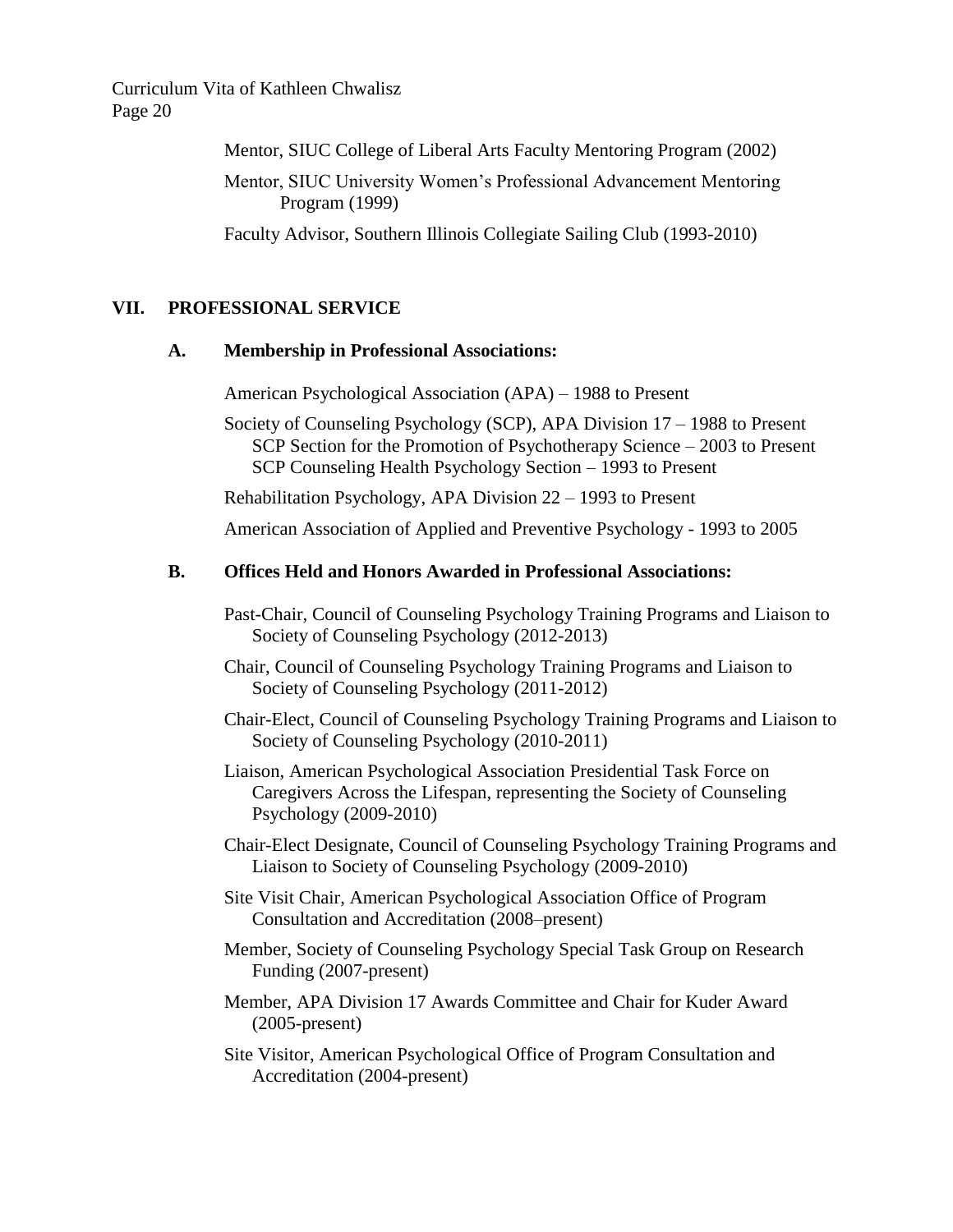Mentor, SIUC College of Liberal Arts Faculty Mentoring Program (2002)

Mentor, SIUC University Women's Professional Advancement Mentoring Program (1999)

Faculty Advisor, Southern Illinois Collegiate Sailing Club (1993-2010)

## VII. PROFESSIONAL SERVICE

### A. Membership in Professional Associations:

American Psychological Association (APA) – 1988 to Present

Society of Counseling Psychology (SCP), APA Division 17 – 1988 to Present
  SCP Section for the Promotion of Psychotherapy Science – 2003 to Present
  SCP Counseling Health Psychology Section – 1993 to Present

Rehabilitation Psychology, APA Division 22 – 1993 to Present

American Association of Applied and Preventive Psychology - 1993 to 2005

### B. Offices Held and Honors Awarded in Professional Associations:

Past-Chair, Council of Counseling Psychology Training Programs and Liaison to Society of Counseling Psychology (2012-2013)

Chair, Council of Counseling Psychology Training Programs and Liaison to Society of Counseling Psychology (2011-2012)

Chair-Elect, Council of Counseling Psychology Training Programs and Liaison to Society of Counseling Psychology (2010-2011)

Liaison, American Psychological Association Presidential Task Force on Caregivers Across the Lifespan, representing the Society of Counseling Psychology (2009-2010)

Chair-Elect Designate, Council of Counseling Psychology Training Programs and Liaison to Society of Counseling Psychology (2009-2010)

Site Visit Chair, American Psychological Association Office of Program Consultation and Accreditation (2008–present)

Member, Society of Counseling Psychology Special Task Group on Research Funding (2007-present)

Member, APA Division 17 Awards Committee and Chair for Kuder Award (2005-present)

Site Visitor, American Psychological Office of Program Consultation and Accreditation (2004-present)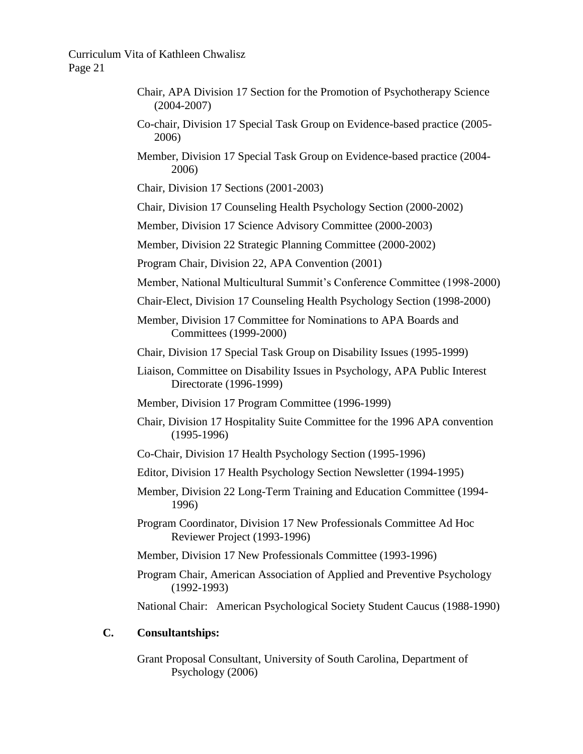Chair, APA Division 17 Section for the Promotion of Psychotherapy Science (2004-2007)

Co-chair, Division 17 Special Task Group on Evidence-based practice (2005-2006)

Member, Division 17 Special Task Group on Evidence-based practice (2004-2006)

Chair, Division 17 Sections (2001-2003)

Chair, Division 17 Counseling Health Psychology Section (2000-2002)

Member, Division 17 Science Advisory Committee (2000-2003)

Member, Division 22 Strategic Planning Committee (2000-2002)

Program Chair, Division 22, APA Convention (2001)

Member, National Multicultural Summit's Conference Committee (1998-2000)

Chair-Elect, Division 17 Counseling Health Psychology Section (1998-2000)

Member, Division 17 Committee for Nominations to APA Boards and Committees (1999-2000)

Chair, Division 17 Special Task Group on Disability Issues (1995-1999)

Liaison, Committee on Disability Issues in Psychology, APA Public Interest Directorate (1996-1999)

Member, Division 17 Program Committee (1996-1999)

Chair, Division 17 Hospitality Suite Committee for the 1996 APA convention (1995-1996)

Co-Chair, Division 17 Health Psychology Section (1995-1996)

Editor, Division 17 Health Psychology Section Newsletter (1994-1995)

Member, Division 22 Long-Term Training and Education Committee (1994-1996)

Program Coordinator, Division 17 New Professionals Committee Ad Hoc Reviewer Project (1993-1996)

Member, Division 17 New Professionals Committee (1993-1996)

Program Chair, American Association of Applied and Preventive Psychology (1992-1993)

National Chair: American Psychological Society Student Caucus (1988-1990)

**C. Consultantships:**

Grant Proposal Consultant, University of South Carolina, Department of Psychology (2006)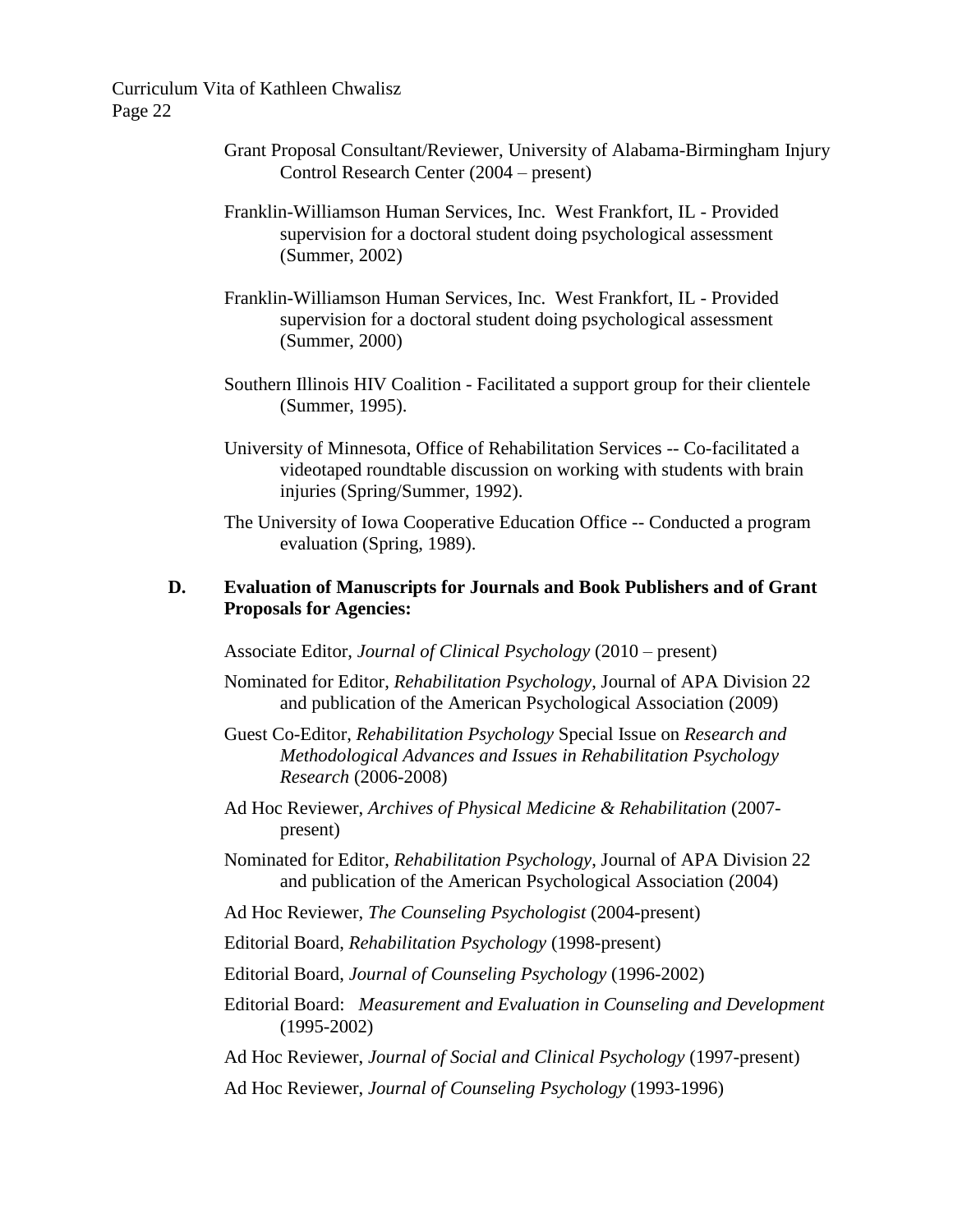Grant Proposal Consultant/Reviewer, University of Alabama-Birmingham Injury Control Research Center (2004 – present)

Franklin-Williamson Human Services, Inc. West Frankfort, IL - Provided supervision for a doctoral student doing psychological assessment (Summer, 2002)

Franklin-Williamson Human Services, Inc. West Frankfort, IL - Provided supervision for a doctoral student doing psychological assessment (Summer, 2000)

Southern Illinois HIV Coalition - Facilitated a support group for their clientele (Summer, 1995).

University of Minnesota, Office of Rehabilitation Services -- Co-facilitated a videotaped roundtable discussion on working with students with brain injuries (Spring/Summer, 1992).

The University of Iowa Cooperative Education Office -- Conducted a program evaluation (Spring, 1989).

### D. Evaluation of Manuscripts for Journals and Book Publishers and of Grant Proposals for Agencies:

Associate Editor, *Journal of Clinical Psychology* (2010 – present)

Nominated for Editor, *Rehabilitation Psychology*, Journal of APA Division 22 and publication of the American Psychological Association (2009)

Guest Co-Editor, *Rehabilitation Psychology* Special Issue on *Research and Methodological Advances and Issues in Rehabilitation Psychology Research* (2006-2008)

Ad Hoc Reviewer, *Archives of Physical Medicine & Rehabilitation* (2007-present)

Nominated for Editor, *Rehabilitation Psychology*, Journal of APA Division 22 and publication of the American Psychological Association (2004)

Ad Hoc Reviewer, *The Counseling Psychologist* (2004-present)

Editorial Board, *Rehabilitation Psychology* (1998-present)

Editorial Board, *Journal of Counseling Psychology* (1996-2002)

Editorial Board: *Measurement and Evaluation in Counseling and Development* (1995-2002)

Ad Hoc Reviewer, *Journal of Social and Clinical Psychology* (1997-present)

Ad Hoc Reviewer, *Journal of Counseling Psychology* (1993-1996)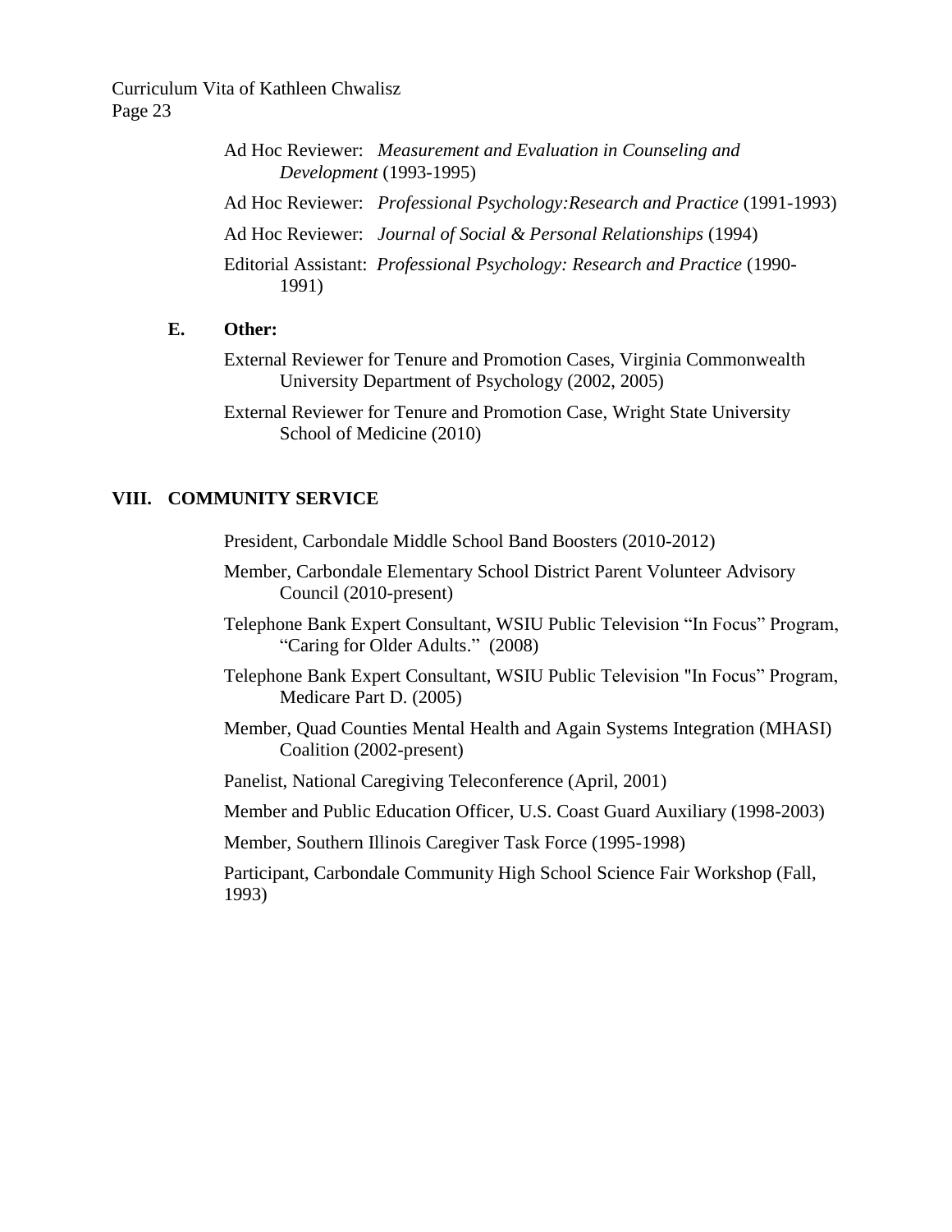Ad Hoc Reviewer: *Measurement and Evaluation in Counseling and Development* (1993-1995)

Ad Hoc Reviewer: *Professional Psychology:Research and Practice* (1991-1993)

Ad Hoc Reviewer: *Journal of Social & Personal Relationships* (1994)

Editorial Assistant: *Professional Psychology: Research and Practice* (1990-1991)

**E. Other:**

External Reviewer for Tenure and Promotion Cases, Virginia Commonwealth University Department of Psychology (2002, 2005)

External Reviewer for Tenure and Promotion Case, Wright State University School of Medicine (2010)

## VIII. COMMUNITY SERVICE

President, Carbondale Middle School Band Boosters (2010-2012)

Member, Carbondale Elementary School District Parent Volunteer Advisory Council (2010-present)

Telephone Bank Expert Consultant, WSIU Public Television “In Focus” Program, “Caring for Older Adults.” (2008)

Telephone Bank Expert Consultant, WSIU Public Television "In Focus” Program, Medicare Part D. (2005)

Member, Quad Counties Mental Health and Again Systems Integration (MHASI) Coalition (2002-present)

Panelist, National Caregiving Teleconference (April, 2001)

Member and Public Education Officer, U.S. Coast Guard Auxiliary (1998-2003)

Member, Southern Illinois Caregiver Task Force (1995-1998)

Participant, Carbondale Community High School Science Fair Workshop (Fall, 1993)